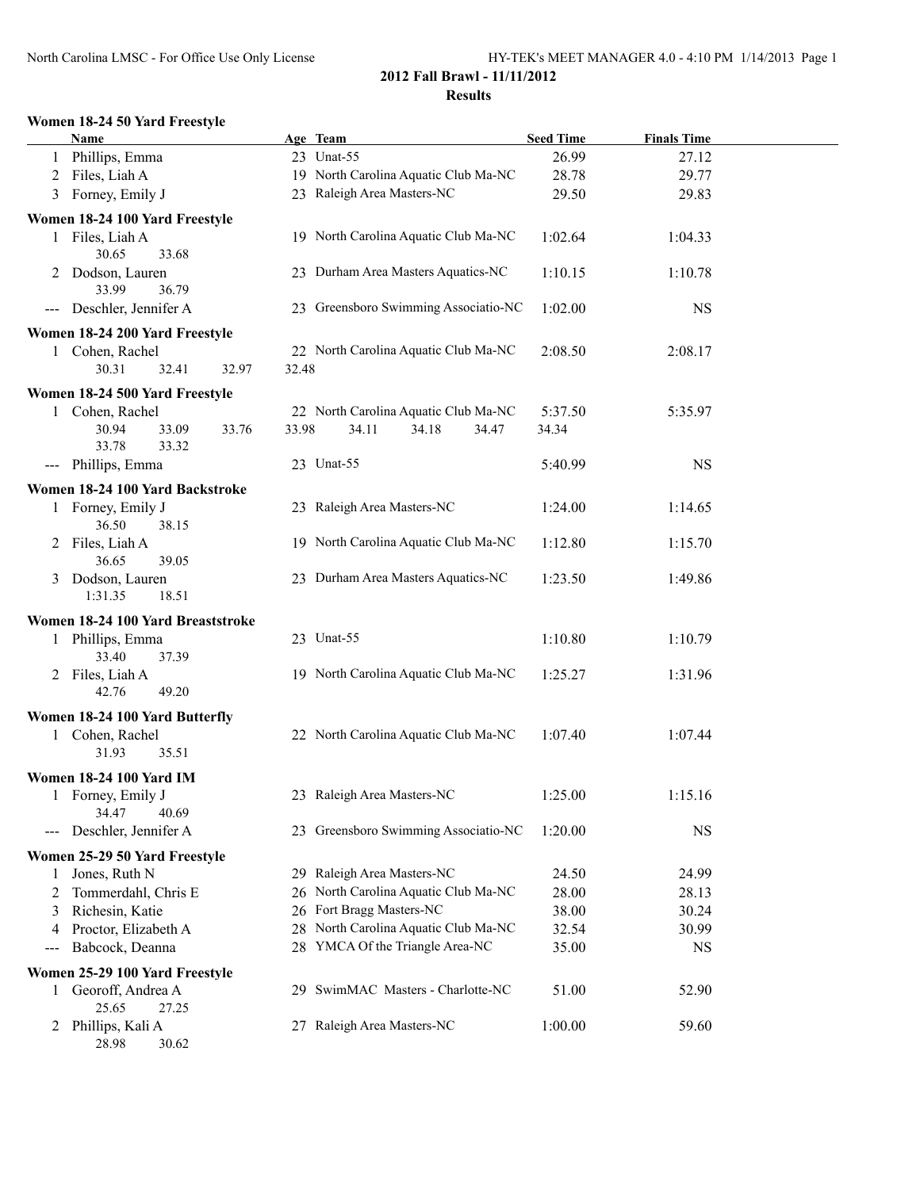## 2012 Fall Brawl - 11/11/2012

### Results

#### Women 18-24 50 Yard Freestyle

| | Name | Age | Team | Seed Time | Finals Time |
|---|---|---|---|---|---|
| 1 | Phillips, Emma | 23 | Unat-55 | 26.99 | 27.12 |
| 2 | Files, Liah A | 19 | North Carolina Aquatic Club Ma-NC | 28.78 | 29.77 |
| 3 | Forney, Emily J | 23 | Raleigh Area Masters-NC | 29.50 | 29.83 |

#### Women 18-24 100 Yard Freestyle

| | Name | Age | Team | Seed Time | Finals Time |
|---|---|---|---|---|---|
| 1 | Files, Liah A | 19 | North Carolina Aquatic Club Ma-NC | 1:02.64 | 1:04.33 |
| | 30.65 33.68 | | | | |
| 2 | Dodson, Lauren | 23 | Durham Area Masters Aquatics-NC | 1:10.15 | 1:10.78 |
| | 33.99 36.79 | | | | |
| --- | Deschler, Jennifer A | 23 | Greensboro Swimming Associatio-NC | 1:02.00 | NS |

#### Women 18-24 200 Yard Freestyle

| | Name | Age | Team | Seed Time | Finals Time |
|---|---|---|---|---|---|
| 1 | Cohen, Rachel | 22 | North Carolina Aquatic Club Ma-NC | 2:08.50 | 2:08.17 |
| | 30.31 32.41 32.97 32.48 | | | | |

#### Women 18-24 500 Yard Freestyle

| | Name | Age | Team | Seed Time | Finals Time |
|---|---|---|---|---|---|
| 1 | Cohen, Rachel | 22 | North Carolina Aquatic Club Ma-NC | 5:37.50 | 5:35.97 |
| | 30.94 33.09 33.76 33.98 34.11 34.18 34.47 34.34 | | | | |
| | 33.78 33.32 | | | | |
| --- | Phillips, Emma | 23 | Unat-55 | 5:40.99 | NS |

#### Women 18-24 100 Yard Backstroke

| | Name | Age | Team | Seed Time | Finals Time |
|---|---|---|---|---|---|
| 1 | Forney, Emily J | 23 | Raleigh Area Masters-NC | 1:24.00 | 1:14.65 |
| | 36.50 38.15 | | | | |
| 2 | Files, Liah A | 19 | North Carolina Aquatic Club Ma-NC | 1:12.80 | 1:15.70 |
| | 36.65 39.05 | | | | |
| 3 | Dodson, Lauren | 23 | Durham Area Masters Aquatics-NC | 1:23.50 | 1:49.86 |
| | 1:31.35 18.51 | | | | |

#### Women 18-24 100 Yard Breaststroke

| | Name | Age | Team | Seed Time | Finals Time |
|---|---|---|---|---|---|
| 1 | Phillips, Emma | 23 | Unat-55 | 1:10.80 | 1:10.79 |
| | 33.40 37.39 | | | | |
| 2 | Files, Liah A | 19 | North Carolina Aquatic Club Ma-NC | 1:25.27 | 1:31.96 |
| | 42.76 49.20 | | | | |

#### Women 18-24 100 Yard Butterfly

| | Name | Age | Team | Seed Time | Finals Time |
|---|---|---|---|---|---|
| 1 | Cohen, Rachel | 22 | North Carolina Aquatic Club Ma-NC | 1:07.40 | 1:07.44 |
| | 31.93 35.51 | | | | |

#### Women 18-24 100 Yard IM

| | Name | Age | Team | Seed Time | Finals Time |
|---|---|---|---|---|---|
| 1 | Forney, Emily J | 23 | Raleigh Area Masters-NC | 1:25.00 | 1:15.16 |
| | 34.47 40.69 | | | | |
| --- | Deschler, Jennifer A | 23 | Greensboro Swimming Associatio-NC | 1:20.00 | NS |

#### Women 25-29 50 Yard Freestyle

| | Name | Age | Team | Seed Time | Finals Time |
|---|---|---|---|---|---|
| 1 | Jones, Ruth N | 29 | Raleigh Area Masters-NC | 24.50 | 24.99 |
| 2 | Tommerdahl, Chris E | 26 | North Carolina Aquatic Club Ma-NC | 28.00 | 28.13 |
| 3 | Richesin, Katie | 26 | Fort Bragg Masters-NC | 38.00 | 30.24 |
| 4 | Proctor, Elizabeth A | 28 | North Carolina Aquatic Club Ma-NC | 32.54 | 30.99 |
| --- | Babcock, Deanna | 28 | YMCA Of the Triangle Area-NC | 35.00 | NS |

#### Women 25-29 100 Yard Freestyle

| | Name | Age | Team | Seed Time | Finals Time |
|---|---|---|---|---|---|
| 1 | Georoff, Andrea A | 29 | SwimMAC Masters - Charlotte-NC | 51.00 | 52.90 |
| | 25.65 27.25 | | | | |
| 2 | Phillips, Kali A | 27 | Raleigh Area Masters-NC | 1:00.00 | 59.60 |
| | 28.98 30.62 | | | | |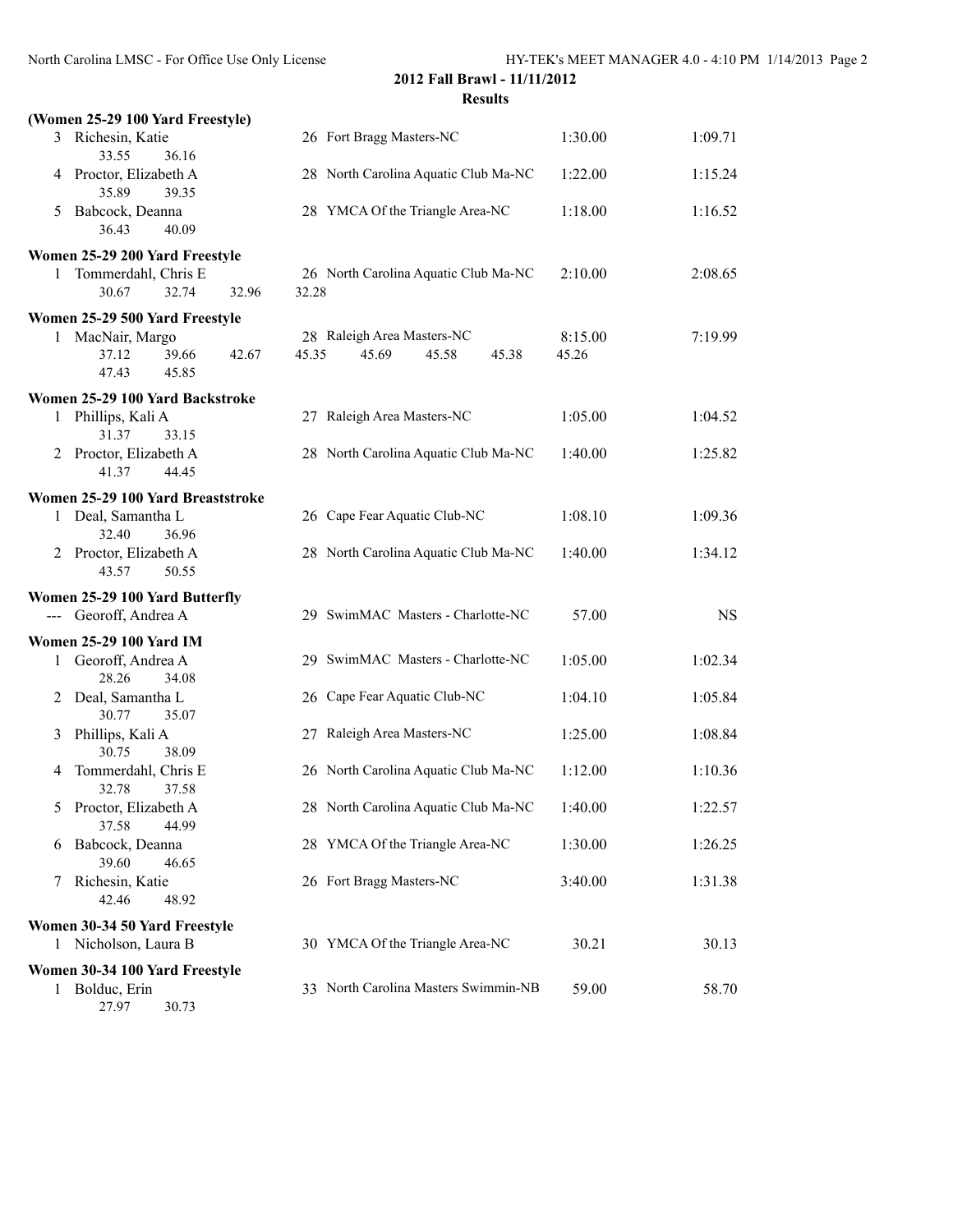## 2012 Fall Brawl - 11/11/2012

### Results

**(Women 25-29 100 Yard Freestyle)**

| | Name | Age | Team | Seed Time | Finals Time |
|---|---|---|---|---|---|
| 3 | Richesin, Katie | 26 | Fort Bragg Masters-NC | 1:30.00 | 1:09.71 |
| | 33.55 36.16 | | | | |
| 4 | Proctor, Elizabeth A | 28 | North Carolina Aquatic Club Ma-NC | 1:22.00 | 1:15.24 |
| | 35.89 39.35 | | | | |
| 5 | Babcock, Deanna | 28 | YMCA Of the Triangle Area-NC | 1:18.00 | 1:16.52 |
| | 36.43 40.09 | | | | |

**Women 25-29 200 Yard Freestyle**

| | Name | Age | Team | Seed Time | Finals Time |
|---|---|---|---|---|---|
| 1 | Tommerdahl, Chris E | 26 | North Carolina Aquatic Club Ma-NC | 2:10.00 | 2:08.65 |
| | 30.67 32.74 32.96 32.28 | | | | |

**Women 25-29 500 Yard Freestyle**

| | Name | Age | Team | Seed Time | Finals Time |
|---|---|---|---|---|---|
| 1 | MacNair, Margo | 28 | Raleigh Area Masters-NC | 8:15.00 | 7:19.99 |
| | 37.12 39.66 42.67 45.35 45.69 45.58 45.38 45.26 | | | | |
| | 47.43 45.85 | | | | |

**Women 25-29 100 Yard Backstroke**

| | Name | Age | Team | Seed Time | Finals Time |
|---|---|---|---|---|---|
| 1 | Phillips, Kali A | 27 | Raleigh Area Masters-NC | 1:05.00 | 1:04.52 |
| | 31.37 33.15 | | | | |
| 2 | Proctor, Elizabeth A | 28 | North Carolina Aquatic Club Ma-NC | 1:40.00 | 1:25.82 |
| | 41.37 44.45 | | | | |

**Women 25-29 100 Yard Breaststroke**

| | Name | Age | Team | Seed Time | Finals Time |
|---|---|---|---|---|---|
| 1 | Deal, Samantha L | 26 | Cape Fear Aquatic Club-NC | 1:08.10 | 1:09.36 |
| | 32.40 36.96 | | | | |
| 2 | Proctor, Elizabeth A | 28 | North Carolina Aquatic Club Ma-NC | 1:40.00 | 1:34.12 |
| | 43.57 50.55 | | | | |

**Women 25-29 100 Yard Butterfly**

| | Name | Age | Team | Seed Time | Finals Time |
|---|---|---|---|---|---|
| --- | Georoff, Andrea A | 29 | SwimMAC Masters - Charlotte-NC | 57.00 | NS |

**Women 25-29 100 Yard IM**

| | Name | Age | Team | Seed Time | Finals Time |
|---|---|---|---|---|---|
| 1 | Georoff, Andrea A | 29 | SwimMAC Masters - Charlotte-NC | 1:05.00 | 1:02.34 |
| | 28.26 34.08 | | | | |
| 2 | Deal, Samantha L | 26 | Cape Fear Aquatic Club-NC | 1:04.10 | 1:05.84 |
| | 30.77 35.07 | | | | |
| 3 | Phillips, Kali A | 27 | Raleigh Area Masters-NC | 1:25.00 | 1:08.84 |
| | 30.75 38.09 | | | | |
| 4 | Tommerdahl, Chris E | 26 | North Carolina Aquatic Club Ma-NC | 1:12.00 | 1:10.36 |
| | 32.78 37.58 | | | | |
| 5 | Proctor, Elizabeth A | 28 | North Carolina Aquatic Club Ma-NC | 1:40.00 | 1:22.57 |
| | 37.58 44.99 | | | | |
| 6 | Babcock, Deanna | 28 | YMCA Of the Triangle Area-NC | 1:30.00 | 1:26.25 |
| | 39.60 46.65 | | | | |
| 7 | Richesin, Katie | 26 | Fort Bragg Masters-NC | 3:40.00 | 1:31.38 |
| | 42.46 48.92 | | | | |

**Women 30-34 50 Yard Freestyle**

| | Name | Age | Team | Seed Time | Finals Time |
|---|---|---|---|---|---|
| 1 | Nicholson, Laura B | 30 | YMCA Of the Triangle Area-NC | 30.21 | 30.13 |

**Women 30-34 100 Yard Freestyle**

| | Name | Age | Team | Seed Time | Finals Time |
|---|---|---|---|---|---|
| 1 | Bolduc, Erin | 33 | North Carolina Masters Swimmin-NB | 59.00 | 58.70 |
| | 27.97 30.73 | | | | |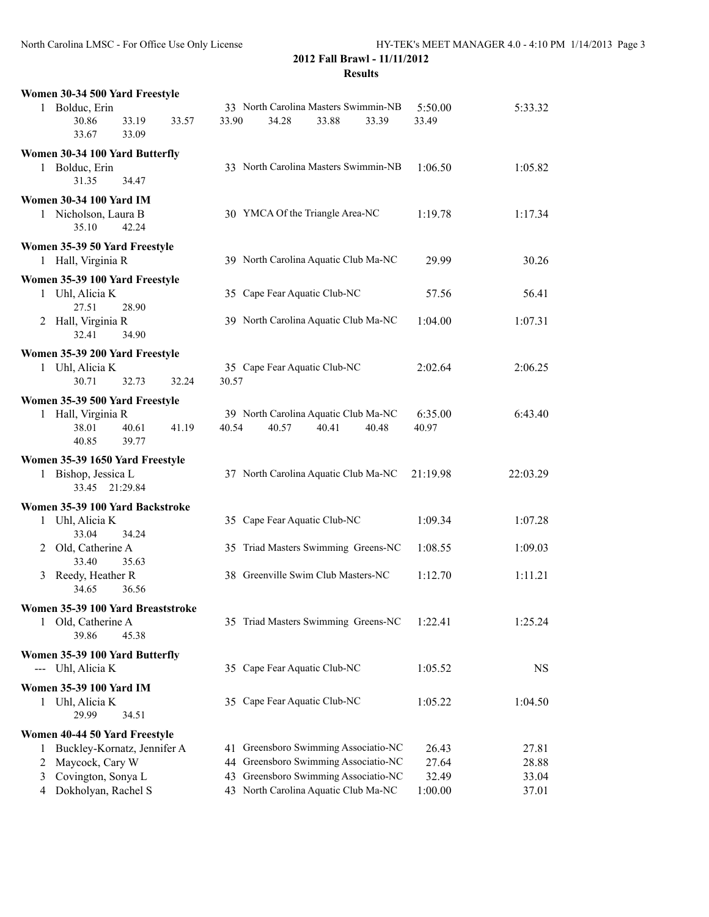## 2012 Fall Brawl - 11/11/2012

### Results

**Women 30-34 500 Yard Freestyle**

1 Bolduc, Erin — 33 North Carolina Masters Swimmin-NB — 5:50.00 — 5:33.32
30.86 33.19 33.57 33.90 34.28 33.88 33.39 33.49
33.67 33.09

**Women 30-34 100 Yard Butterfly**

1 Bolduc, Erin — 33 North Carolina Masters Swimmin-NB — 1:06.50 — 1:05.82
31.35 34.47

**Women 30-34 100 Yard IM**

1 Nicholson, Laura B — 30 YMCA Of the Triangle Area-NC — 1:19.78 — 1:17.34
35.10 42.24

**Women 35-39 50 Yard Freestyle**

1 Hall, Virginia R — 39 North Carolina Aquatic Club Ma-NC — 29.99 — 30.26

**Women 35-39 100 Yard Freestyle**

1 Uhl, Alicia K — 35 Cape Fear Aquatic Club-NC — 57.56 — 56.41
27.51 28.90

2 Hall, Virginia R — 39 North Carolina Aquatic Club Ma-NC — 1:04.00 — 1:07.31
32.41 34.90

**Women 35-39 200 Yard Freestyle**

1 Uhl, Alicia K — 35 Cape Fear Aquatic Club-NC — 2:02.64 — 2:06.25
30.71 32.73 32.24 30.57

**Women 35-39 500 Yard Freestyle**

1 Hall, Virginia R — 39 North Carolina Aquatic Club Ma-NC — 6:35.00 — 6:43.40
38.01 40.61 41.19 40.54 40.57 40.41 40.48 40.97
40.85 39.77

**Women 35-39 1650 Yard Freestyle**

1 Bishop, Jessica L — 37 North Carolina Aquatic Club Ma-NC — 21:19.98 — 22:03.29
33.45 21:29.84

**Women 35-39 100 Yard Backstroke**

1 Uhl, Alicia K — 35 Cape Fear Aquatic Club-NC — 1:09.34 — 1:07.28
33.04 34.24

2 Old, Catherine A — 35 Triad Masters Swimming Greens-NC — 1:08.55 — 1:09.03
33.40 35.63

3 Reedy, Heather R — 38 Greenville Swim Club Masters-NC — 1:12.70 — 1:11.21
34.65 36.56

**Women 35-39 100 Yard Breaststroke**

1 Old, Catherine A — 35 Triad Masters Swimming Greens-NC — 1:22.41 — 1:25.24
39.86 45.38

**Women 35-39 100 Yard Butterfly**

--- Uhl, Alicia K — 35 Cape Fear Aquatic Club-NC — 1:05.52 — NS

**Women 35-39 100 Yard IM**

1 Uhl, Alicia K — 35 Cape Fear Aquatic Club-NC — 1:05.22 — 1:04.50
29.99 34.51

**Women 40-44 50 Yard Freestyle**

| Place | Name | Age | Team | Seed Time | Finals Time |
|---|---|---|---|---|---|
| 1 | Buckley-Kornatz, Jennifer A | 41 | Greensboro Swimming Associatio-NC | 26.43 | 27.81 |
| 2 | Maycock, Cary W | 44 | Greensboro Swimming Associatio-NC | 27.64 | 28.88 |
| 3 | Covington, Sonya L | 43 | Greensboro Swimming Associatio-NC | 32.49 | 33.04 |
| 4 | Dokholyan, Rachel S | 43 | North Carolina Aquatic Club Ma-NC | 1:00.00 | 37.01 |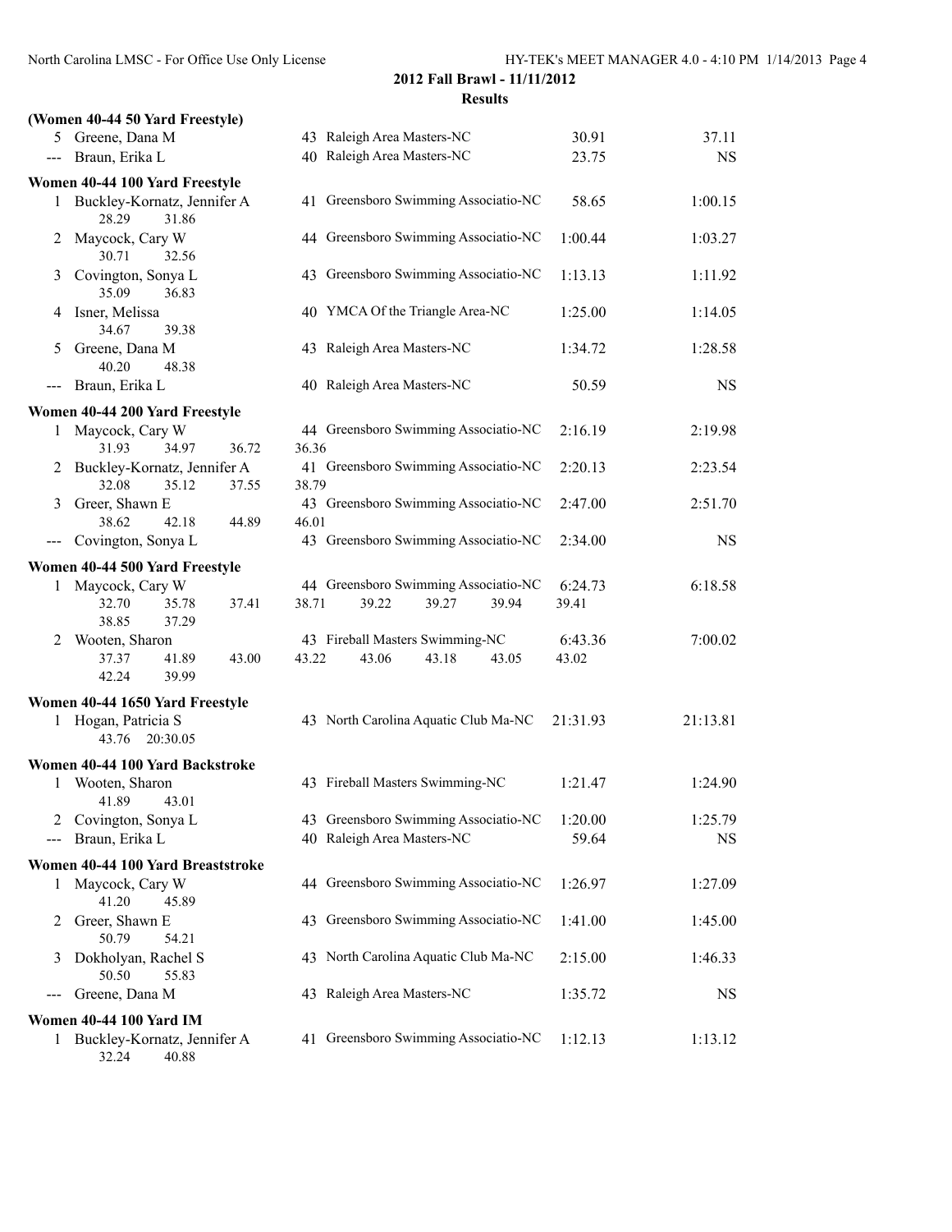**2012 Fall Brawl - 11/11/2012**

**Results**

**(Women 40-44 50 Yard Freestyle)**

| Place | Name | Age | Team | Seed Time | Finals Time |
|---|---|---|---|---|---|
| 5 | Greene, Dana M | 43 | Raleigh Area Masters-NC | 30.91 | 37.11 |
| --- | Braun, Erika L | 40 | Raleigh Area Masters-NC | 23.75 | NS |

**Women 40-44 100 Yard Freestyle**

| Place | Name | Age | Team | Seed Time | Finals Time |
|---|---|---|---|---|---|
| 1 | Buckley-Kornatz, Jennifer A | 41 | Greensboro Swimming Associatio-NC | 58.65 | 1:00.15 |
| | 28.29 31.86 | | | | |
| 2 | Maycock, Cary W | 44 | Greensboro Swimming Associatio-NC | 1:00.44 | 1:03.27 |
| | 30.71 32.56 | | | | |
| 3 | Covington, Sonya L | 43 | Greensboro Swimming Associatio-NC | 1:13.13 | 1:11.92 |
| | 35.09 36.83 | | | | |
| 4 | Isner, Melissa | 40 | YMCA Of the Triangle Area-NC | 1:25.00 | 1:14.05 |
| | 34.67 39.38 | | | | |
| 5 | Greene, Dana M | 43 | Raleigh Area Masters-NC | 1:34.72 | 1:28.58 |
| | 40.20 48.38 | | | | |
| --- | Braun, Erika L | 40 | Raleigh Area Masters-NC | 50.59 | NS |

**Women 40-44 200 Yard Freestyle**

| Place | Name | Age | Team | Seed Time | Finals Time |
|---|---|---|---|---|---|
| 1 | Maycock, Cary W | 44 | Greensboro Swimming Associatio-NC | 2:16.19 | 2:19.98 |
| | 31.93 34.97 36.72 36.36 | | | | |
| 2 | Buckley-Kornatz, Jennifer A | 41 | Greensboro Swimming Associatio-NC | 2:20.13 | 2:23.54 |
| | 32.08 35.12 37.55 38.79 | | | | |
| 3 | Greer, Shawn E | 43 | Greensboro Swimming Associatio-NC | 2:47.00 | 2:51.70 |
| | 38.62 42.18 44.89 46.01 | | | | |
| --- | Covington, Sonya L | 43 | Greensboro Swimming Associatio-NC | 2:34.00 | NS |

**Women 40-44 500 Yard Freestyle**

| Place | Name | Age | Team | Seed Time | Finals Time |
|---|---|---|---|---|---|
| 1 | Maycock, Cary W | 44 | Greensboro Swimming Associatio-NC | 6:24.73 | 6:18.58 |
| | 32.70 35.78 37.41 38.71 39.22 39.27 39.94 39.41 38.85 37.29 | | | | |
| 2 | Wooten, Sharon | 43 | Fireball Masters Swimming-NC | 6:43.36 | 7:00.02 |
| | 37.37 41.89 43.00 43.22 43.06 43.18 43.05 43.02 42.24 39.99 | | | | |

**Women 40-44 1650 Yard Freestyle**

| Place | Name | Age | Team | Seed Time | Finals Time |
|---|---|---|---|---|---|
| 1 | Hogan, Patricia S | 43 | North Carolina Aquatic Club Ma-NC | 21:31.93 | 21:13.81 |
| | 43.76 20:30.05 | | | | |

**Women 40-44 100 Yard Backstroke**

| Place | Name | Age | Team | Seed Time | Finals Time |
|---|---|---|---|---|---|
| 1 | Wooten, Sharon | 43 | Fireball Masters Swimming-NC | 1:21.47 | 1:24.90 |
| | 41.89 43.01 | | | | |
| 2 | Covington, Sonya L | 43 | Greensboro Swimming Associatio-NC | 1:20.00 | 1:25.79 |
| --- | Braun, Erika L | 40 | Raleigh Area Masters-NC | 59.64 | NS |

**Women 40-44 100 Yard Breaststroke**

| Place | Name | Age | Team | Seed Time | Finals Time |
|---|---|---|---|---|---|
| 1 | Maycock, Cary W | 44 | Greensboro Swimming Associatio-NC | 1:26.97 | 1:27.09 |
| | 41.20 45.89 | | | | |
| 2 | Greer, Shawn E | 43 | Greensboro Swimming Associatio-NC | 1:41.00 | 1:45.00 |
| | 50.79 54.21 | | | | |
| 3 | Dokholyan, Rachel S | 43 | North Carolina Aquatic Club Ma-NC | 2:15.00 | 1:46.33 |
| | 50.50 55.83 | | | | |
| --- | Greene, Dana M | 43 | Raleigh Area Masters-NC | 1:35.72 | NS |

**Women 40-44 100 Yard IM**

| Place | Name | Age | Team | Seed Time | Finals Time |
|---|---|---|---|---|---|
| 1 | Buckley-Kornatz, Jennifer A | 41 | Greensboro Swimming Associatio-NC | 1:12.13 | 1:13.12 |
| | 32.24 40.88 | | | | |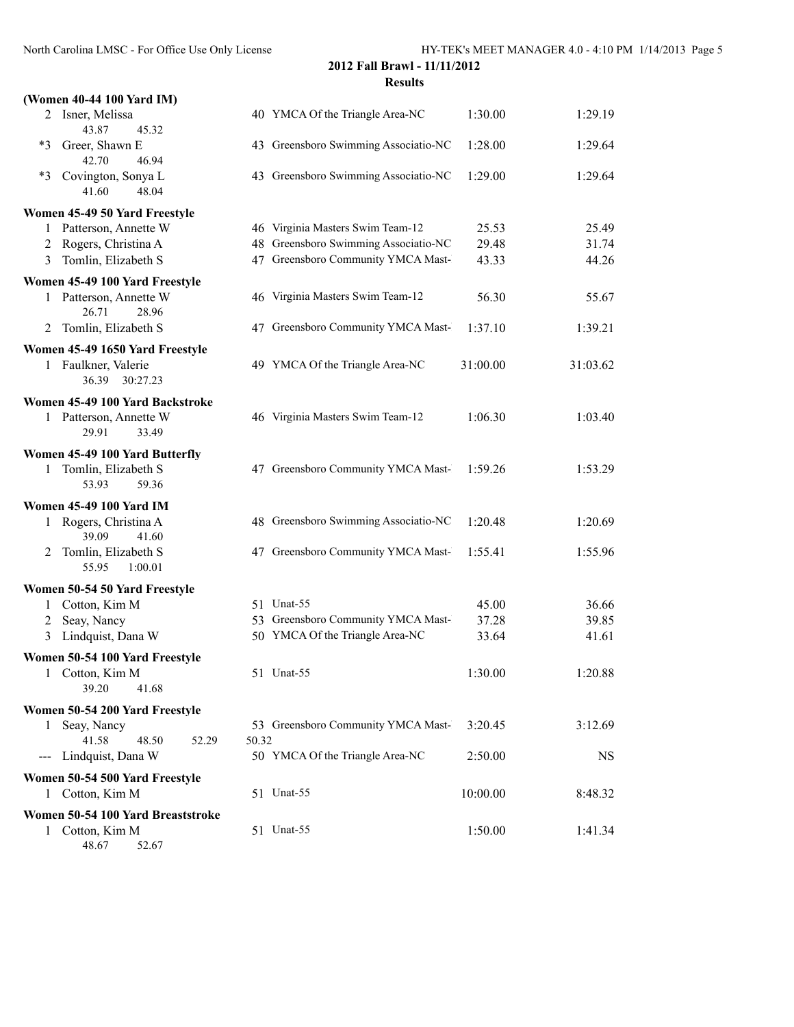## 2012 Fall Brawl - 11/11/2012

### Results

**(Women 40-44 100 Yard IM)**

| Place | Name | Age | Team | Seed Time | Finals Time |
|---|---|---|---|---|---|
| 2 | Isner, Melissa | 40 | YMCA Of the Triangle Area-NC | 1:30.00 | 1:29.19 |
| | 43.87 45.32 | | | | |
| *3 | Greer, Shawn E | 43 | Greensboro Swimming Associatio-NC | 1:28.00 | 1:29.64 |
| | 42.70 46.94 | | | | |
| *3 | Covington, Sonya L | 43 | Greensboro Swimming Associatio-NC | 1:29.00 | 1:29.64 |
| | 41.60 48.04 | | | | |

**Women 45-49 50 Yard Freestyle**

| Place | Name | Age | Team | Seed Time | Finals Time |
|---|---|---|---|---|---|
| 1 | Patterson, Annette W | 46 | Virginia Masters Swim Team-12 | 25.53 | 25.49 |
| 2 | Rogers, Christina A | 48 | Greensboro Swimming Associatio-NC | 29.48 | 31.74 |
| 3 | Tomlin, Elizabeth S | 47 | Greensboro Community YMCA Mast- | 43.33 | 44.26 |

**Women 45-49 100 Yard Freestyle**

| Place | Name | Age | Team | Seed Time | Finals Time |
|---|---|---|---|---|---|
| 1 | Patterson, Annette W | 46 | Virginia Masters Swim Team-12 | 56.30 | 55.67 |
| | 26.71 28.96 | | | | |
| 2 | Tomlin, Elizabeth S | 47 | Greensboro Community YMCA Mast- | 1:37.10 | 1:39.21 |

**Women 45-49 1650 Yard Freestyle**

| Place | Name | Age | Team | Seed Time | Finals Time |
|---|---|---|---|---|---|
| 1 | Faulkner, Valerie | 49 | YMCA Of the Triangle Area-NC | 31:00.00 | 31:03.62 |
| | 36.39 30:27.23 | | | | |

**Women 45-49 100 Yard Backstroke**

| Place | Name | Age | Team | Seed Time | Finals Time |
|---|---|---|---|---|---|
| 1 | Patterson, Annette W | 46 | Virginia Masters Swim Team-12 | 1:06.30 | 1:03.40 |
| | 29.91 33.49 | | | | |

**Women 45-49 100 Yard Butterfly**

| Place | Name | Age | Team | Seed Time | Finals Time |
|---|---|---|---|---|---|
| 1 | Tomlin, Elizabeth S | 47 | Greensboro Community YMCA Mast- | 1:59.26 | 1:53.29 |
| | 53.93 59.36 | | | | |

**Women 45-49 100 Yard IM**

| Place | Name | Age | Team | Seed Time | Finals Time |
|---|---|---|---|---|---|
| 1 | Rogers, Christina A | 48 | Greensboro Swimming Associatio-NC | 1:20.48 | 1:20.69 |
| | 39.09 41.60 | | | | |
| 2 | Tomlin, Elizabeth S | 47 | Greensboro Community YMCA Mast- | 1:55.41 | 1:55.96 |
| | 55.95 1:00.01 | | | | |

**Women 50-54 50 Yard Freestyle**

| Place | Name | Age | Team | Seed Time | Finals Time |
|---|---|---|---|---|---|
| 1 | Cotton, Kim M | 51 | Unat-55 | 45.00 | 36.66 |
| 2 | Seay, Nancy | 53 | Greensboro Community YMCA Mast- | 37.28 | 39.85 |
| 3 | Lindquist, Dana W | 50 | YMCA Of the Triangle Area-NC | 33.64 | 41.61 |

**Women 50-54 100 Yard Freestyle**

| Place | Name | Age | Team | Seed Time | Finals Time |
|---|---|---|---|---|---|
| 1 | Cotton, Kim M | 51 | Unat-55 | 1:30.00 | 1:20.88 |
| | 39.20 41.68 | | | | |

**Women 50-54 200 Yard Freestyle**

| Place | Name | Age | Team | Seed Time | Finals Time |
|---|---|---|---|---|---|
| 1 | Seay, Nancy | 53 | Greensboro Community YMCA Mast- | 3:20.45 | 3:12.69 |
| | 41.58 48.50 52.29 50.32 | | | | |
| --- | Lindquist, Dana W | 50 | YMCA Of the Triangle Area-NC | 2:50.00 | NS |

**Women 50-54 500 Yard Freestyle**

| Place | Name | Age | Team | Seed Time | Finals Time |
|---|---|---|---|---|---|
| 1 | Cotton, Kim M | 51 | Unat-55 | 10:00.00 | 8:48.32 |

**Women 50-54 100 Yard Breaststroke**

| Place | Name | Age | Team | Seed Time | Finals Time |
|---|---|---|---|---|---|
| 1 | Cotton, Kim M | 51 | Unat-55 | 1:50.00 | 1:41.34 |
| | 48.67 52.67 | | | | |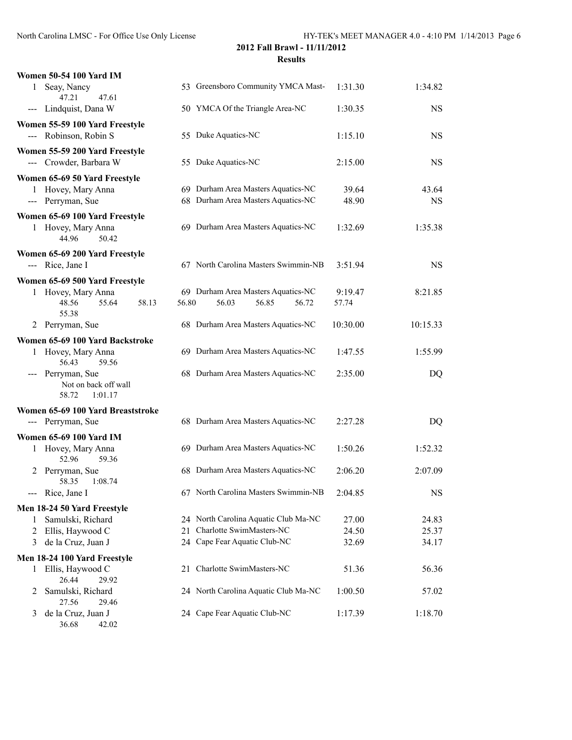## 2012 Fall Brawl - 11/11/2012

### Results

**Women 50-54 100 Yard IM**

| | Name | Age | Team | Seed Time | Finals Time |
|---|---|---|---|---|---|
| 1 | Seay, Nancy | 53 | Greensboro Community YMCA Mast- | 1:31.30 | 1:34.82 |
| | 47.21 47.61 | | | | |
| --- | Lindquist, Dana W | 50 | YMCA Of the Triangle Area-NC | 1:30.35 | NS |

**Women 55-59 100 Yard Freestyle**

| | Name | Age | Team | Seed Time | Finals Time |
|---|---|---|---|---|---|
| --- | Robinson, Robin S | 55 | Duke Aquatics-NC | 1:15.10 | NS |

**Women 55-59 200 Yard Freestyle**

| | Name | Age | Team | Seed Time | Finals Time |
|---|---|---|---|---|---|
| --- | Crowder, Barbara W | 55 | Duke Aquatics-NC | 2:15.00 | NS |

**Women 65-69 50 Yard Freestyle**

| | Name | Age | Team | Seed Time | Finals Time |
|---|---|---|---|---|---|
| 1 | Hovey, Mary Anna | 69 | Durham Area Masters Aquatics-NC | 39.64 | 43.64 |
| --- | Perryman, Sue | 68 | Durham Area Masters Aquatics-NC | 48.90 | NS |

**Women 65-69 100 Yard Freestyle**

| | Name | Age | Team | Seed Time | Finals Time |
|---|---|---|---|---|---|
| 1 | Hovey, Mary Anna | 69 | Durham Area Masters Aquatics-NC | 1:32.69 | 1:35.38 |
| | 44.96 50.42 | | | | |

**Women 65-69 200 Yard Freestyle**

| | Name | Age | Team | Seed Time | Finals Time |
|---|---|---|---|---|---|
| --- | Rice, Jane I | 67 | North Carolina Masters Swimmin-NB | 3:51.94 | NS |

**Women 65-69 500 Yard Freestyle**

| | Name | Age | Team | Seed Time | Finals Time |
|---|---|---|---|---|---|
| 1 | Hovey, Mary Anna | 69 | Durham Area Masters Aquatics-NC | 9:19.47 | 8:21.85 |
| | 48.56 55.64 58.13 56.80 56.03 56.85 56.72 57.74 55.38 | | | | |
| 2 | Perryman, Sue | 68 | Durham Area Masters Aquatics-NC | 10:30.00 | 10:15.33 |

**Women 65-69 100 Yard Backstroke**

| | Name | Age | Team | Seed Time | Finals Time |
|---|---|---|---|---|---|
| 1 | Hovey, Mary Anna | 69 | Durham Area Masters Aquatics-NC | 1:47.55 | 1:55.99 |
| | 56.43 59.56 | | | | |
| --- | Perryman, Sue | 68 | Durham Area Masters Aquatics-NC | 2:35.00 | DQ |
| | Not on back off wall | | | | |
| | 58.72 1:01.17 | | | | |

**Women 65-69 100 Yard Breaststroke**

| | Name | Age | Team | Seed Time | Finals Time |
|---|---|---|---|---|---|
| --- | Perryman, Sue | 68 | Durham Area Masters Aquatics-NC | 2:27.28 | DQ |

**Women 65-69 100 Yard IM**

| | Name | Age | Team | Seed Time | Finals Time |
|---|---|---|---|---|---|
| 1 | Hovey, Mary Anna | 69 | Durham Area Masters Aquatics-NC | 1:50.26 | 1:52.32 |
| | 52.96 59.36 | | | | |
| 2 | Perryman, Sue | 68 | Durham Area Masters Aquatics-NC | 2:06.20 | 2:07.09 |
| | 58.35 1:08.74 | | | | |
| --- | Rice, Jane I | 67 | North Carolina Masters Swimmin-NB | 2:04.85 | NS |

**Men 18-24 50 Yard Freestyle**

| | Name | Age | Team | Seed Time | Finals Time |
|---|---|---|---|---|---|
| 1 | Samulski, Richard | 24 | North Carolina Aquatic Club Ma-NC | 27.00 | 24.83 |
| 2 | Ellis, Haywood C | 21 | Charlotte SwimMasters-NC | 24.50 | 25.37 |
| 3 | de la Cruz, Juan J | 24 | Cape Fear Aquatic Club-NC | 32.69 | 34.17 |

**Men 18-24 100 Yard Freestyle**

| | Name | Age | Team | Seed Time | Finals Time |
|---|---|---|---|---|---|
| 1 | Ellis, Haywood C | 21 | Charlotte SwimMasters-NC | 51.36 | 56.36 |
| | 26.44 29.92 | | | | |
| 2 | Samulski, Richard | 24 | North Carolina Aquatic Club Ma-NC | 1:00.50 | 57.02 |
| | 27.56 29.46 | | | | |
| 3 | de la Cruz, Juan J | 24 | Cape Fear Aquatic Club-NC | 1:17.39 | 1:18.70 |
| | 36.68 42.02 | | | | |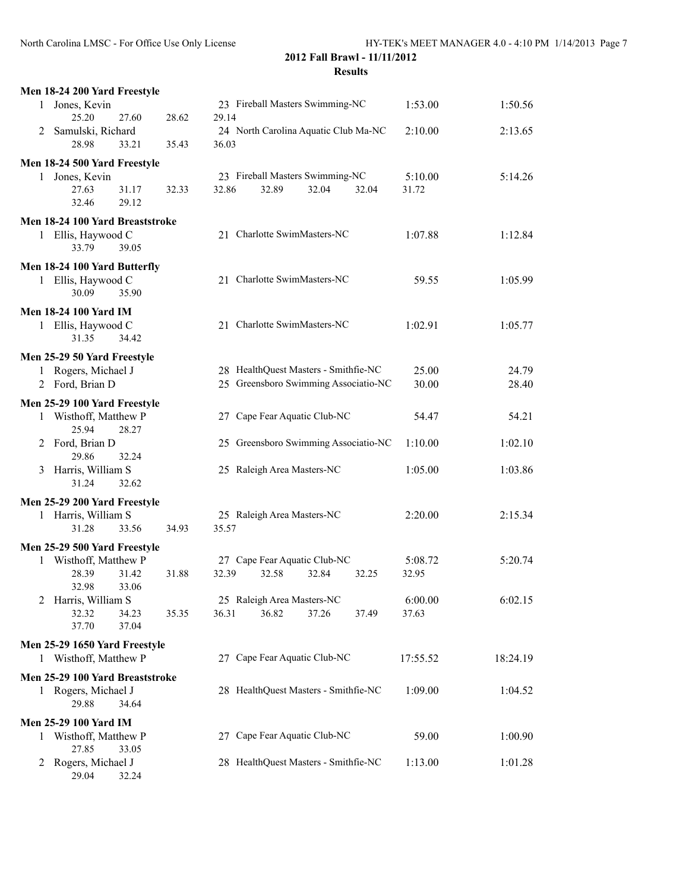## 2012 Fall Brawl - 11/11/2012

### Results

**Men 18-24 200 Yard Freestyle**

```
  1 Jones, Kevin                  23 Fireball Masters Swimming-NC         1:53.00      1:50.56
       25.20      27.60      28.62      29.14
  2 Samulski, Richard             24 North Carolina Aquatic Club Ma-NC    2:10.00      2:13.65
       28.98      33.21      35.43      36.03
```

**Men 18-24 500 Yard Freestyle**

```
  1 Jones, Kevin                  23 Fireball Masters Swimming-NC         5:10.00      5:14.26
       27.63      31.17      32.33      32.86      32.89      32.04      32.04      31.72
       32.46      29.12
```

**Men 18-24 100 Yard Breaststroke**

```
  1 Ellis, Haywood C              21 Charlotte SwimMasters-NC             1:07.88      1:12.84
       33.79      39.05
```

**Men 18-24 100 Yard Butterfly**

```
  1 Ellis, Haywood C              21 Charlotte SwimMasters-NC               59.55      1:05.99
       30.09      35.90
```

**Men 18-24 100 Yard IM**

```
  1 Ellis, Haywood C              21 Charlotte SwimMasters-NC             1:02.91      1:05.77
       31.35      34.42
```

**Men 25-29 50 Yard Freestyle**

```
  1 Rogers, Michael J             28 HealthQuest Masters - Smithfie-NC      25.00        24.79
  2 Ford, Brian D                 25 Greensboro Swimming Associatio-NC      30.00        28.40
```

**Men 25-29 100 Yard Freestyle**

```
  1 Wisthoff, Matthew P           27 Cape Fear Aquatic Club-NC              54.47        54.21
       25.94      28.27
  2 Ford, Brian D                 25 Greensboro Swimming Associatio-NC    1:10.00      1:02.10
       29.86      32.24
  3 Harris, William S             25 Raleigh Area Masters-NC              1:05.00      1:03.86
       31.24      32.62
```

**Men 25-29 200 Yard Freestyle**

```
  1 Harris, William S             25 Raleigh Area Masters-NC              2:20.00      2:15.34
       31.28      33.56      34.93      35.57
```

**Men 25-29 500 Yard Freestyle**

```
  1 Wisthoff, Matthew P           27 Cape Fear Aquatic Club-NC            5:08.72      5:20.74
       28.39      31.42      31.88      32.39      32.58      32.84      32.25      32.95
       32.98      33.06
  2 Harris, William S             25 Raleigh Area Masters-NC              6:00.00      6:02.15
       32.32      34.23      35.35      36.31      36.82      37.26      37.49      37.63
       37.70      37.04
```

**Men 25-29 1650 Yard Freestyle**

```
  1 Wisthoff, Matthew P           27 Cape Fear Aquatic Club-NC           17:55.52     18:24.19
```

**Men 25-29 100 Yard Breaststroke**

```
  1 Rogers, Michael J             28 HealthQuest Masters - Smithfie-NC    1:09.00      1:04.52
       29.88      34.64
```

**Men 25-29 100 Yard IM**

```
  1 Wisthoff, Matthew P           27 Cape Fear Aquatic Club-NC              59.00      1:00.90
       27.85      33.05
  2 Rogers, Michael J             28 HealthQuest Masters - Smithfie-NC    1:13.00      1:01.28
       29.04      32.24
```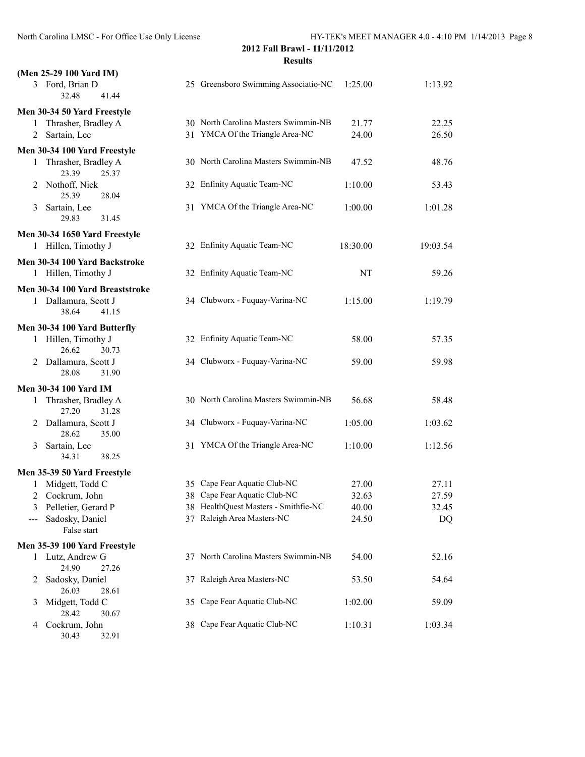**2012 Fall Brawl - 11/11/2012**

**Results**

**(Men 25-29 100 Yard IM)**

| Place | Name | Age | Team | Seed Time | Finals Time |
|---|---|---|---|---|---|
| 3 | Ford, Brian D | 25 | Greensboro Swimming Associatio-NC | 1:25.00 | 1:13.92 |
| | 32.48  41.44 | | | | |

**Men 30-34 50 Yard Freestyle**

| Place | Name | Age | Team | Seed Time | Finals Time |
|---|---|---|---|---|---|
| 1 | Thrasher, Bradley A | 30 | North Carolina Masters Swimmin-NB | 21.77 | 22.25 |
| 2 | Sartain, Lee | 31 | YMCA Of the Triangle Area-NC | 24.00 | 26.50 |

**Men 30-34 100 Yard Freestyle**

| Place | Name | Age | Team | Seed Time | Finals Time |
|---|---|---|---|---|---|
| 1 | Thrasher, Bradley A | 30 | North Carolina Masters Swimmin-NB | 47.52 | 48.76 |
| | 23.39  25.37 | | | | |
| 2 | Nothoff, Nick | 32 | Enfinity Aquatic Team-NC | 1:10.00 | 53.43 |
| | 25.39  28.04 | | | | |
| 3 | Sartain, Lee | 31 | YMCA Of the Triangle Area-NC | 1:00.00 | 1:01.28 |
| | 29.83  31.45 | | | | |

**Men 30-34 1650 Yard Freestyle**

| Place | Name | Age | Team | Seed Time | Finals Time |
|---|---|---|---|---|---|
| 1 | Hillen, Timothy J | 32 | Enfinity Aquatic Team-NC | 18:30.00 | 19:03.54 |

**Men 30-34 100 Yard Backstroke**

| Place | Name | Age | Team | Seed Time | Finals Time |
|---|---|---|---|---|---|
| 1 | Hillen, Timothy J | 32 | Enfinity Aquatic Team-NC | NT | 59.26 |

**Men 30-34 100 Yard Breaststroke**

| Place | Name | Age | Team | Seed Time | Finals Time |
|---|---|---|---|---|---|
| 1 | Dallamura, Scott J | 34 | Clubworx - Fuquay-Varina-NC | 1:15.00 | 1:19.79 |
| | 38.64  41.15 | | | | |

**Men 30-34 100 Yard Butterfly**

| Place | Name | Age | Team | Seed Time | Finals Time |
|---|---|---|---|---|---|
| 1 | Hillen, Timothy J | 32 | Enfinity Aquatic Team-NC | 58.00 | 57.35 |
| | 26.62  30.73 | | | | |
| 2 | Dallamura, Scott J | 34 | Clubworx - Fuquay-Varina-NC | 59.00 | 59.98 |
| | 28.08  31.90 | | | | |

**Men 30-34 100 Yard IM**

| Place | Name | Age | Team | Seed Time | Finals Time |
|---|---|---|---|---|---|
| 1 | Thrasher, Bradley A | 30 | North Carolina Masters Swimmin-NB | 56.68 | 58.48 |
| | 27.20  31.28 | | | | |
| 2 | Dallamura, Scott J | 34 | Clubworx - Fuquay-Varina-NC | 1:05.00 | 1:03.62 |
| | 28.62  35.00 | | | | |
| 3 | Sartain, Lee | 31 | YMCA Of the Triangle Area-NC | 1:10.00 | 1:12.56 |
| | 34.31  38.25 | | | | |

**Men 35-39 50 Yard Freestyle**

| Place | Name | Age | Team | Seed Time | Finals Time |
|---|---|---|---|---|---|
| 1 | Midgett, Todd C | 35 | Cape Fear Aquatic Club-NC | 27.00 | 27.11 |
| 2 | Cockrum, John | 38 | Cape Fear Aquatic Club-NC | 32.63 | 27.59 |
| 3 | Pelletier, Gerard P | 38 | HealthQuest Masters - Smithfie-NC | 40.00 | 32.45 |
| --- | Sadosky, Daniel | 37 | Raleigh Area Masters-NC | 24.50 | DQ |
| | False start | | | | |

**Men 35-39 100 Yard Freestyle**

| Place | Name | Age | Team | Seed Time | Finals Time |
|---|---|---|---|---|---|
| 1 | Lutz, Andrew G | 37 | North Carolina Masters Swimmin-NB | 54.00 | 52.16 |
| | 24.90  27.26 | | | | |
| 2 | Sadosky, Daniel | 37 | Raleigh Area Masters-NC | 53.50 | 54.64 |
| | 26.03  28.61 | | | | |
| 3 | Midgett, Todd C | 35 | Cape Fear Aquatic Club-NC | 1:02.00 | 59.09 |
| | 28.42  30.67 | | | | |
| 4 | Cockrum, John | 38 | Cape Fear Aquatic Club-NC | 1:10.31 | 1:03.34 |
| | 30.43  32.91 | | | | |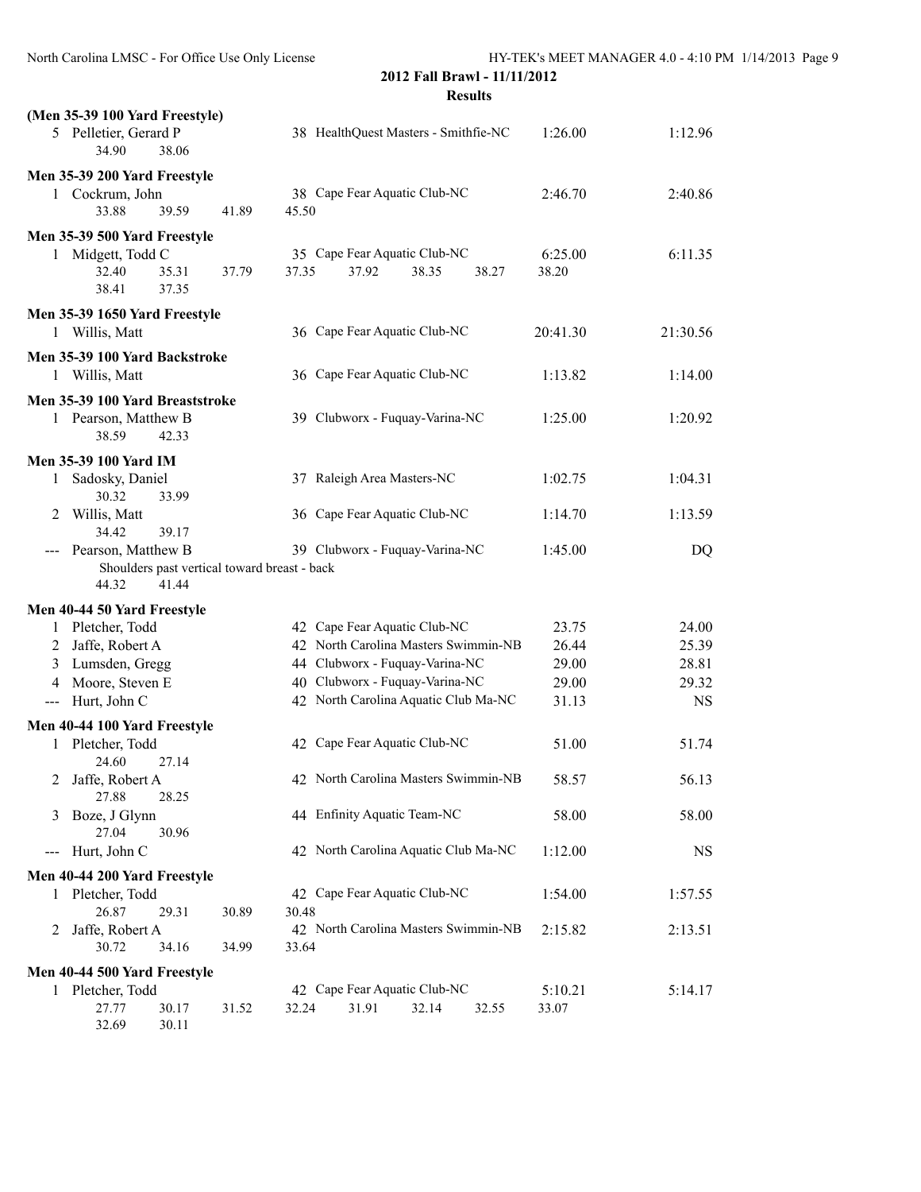**2012 Fall Brawl - 11/11/2012**

**Results**

**(Men 35-39 100 Yard Freestyle)**

| | Name | Age | Team | Seed Time | Finals Time |
|---|---|---|---|---|---|
| 5 | Pelletier, Gerard P | 38 | HealthQuest Masters - Smithfie-NC | 1:26.00 | 1:12.96 |
| | 34.90 38.06 | | | | |

**Men 35-39 200 Yard Freestyle**

| | Name | Age | Team | Seed Time | Finals Time |
|---|---|---|---|---|---|
| 1 | Cockrum, John | 38 | Cape Fear Aquatic Club-NC | 2:46.70 | 2:40.86 |
| | 33.88 39.59 41.89 45.50 | | | | |

**Men 35-39 500 Yard Freestyle**

| | Name | Age | Team | Seed Time | Finals Time |
|---|---|---|---|---|---|
| 1 | Midgett, Todd C | 35 | Cape Fear Aquatic Club-NC | 6:25.00 | 6:11.35 |
| | 32.40 35.31 37.79 37.35 37.92 38.35 38.27 38.20 | | | | |
| | 38.41 37.35 | | | | |

**Men 35-39 1650 Yard Freestyle**

| | Name | Age | Team | Seed Time | Finals Time |
|---|---|---|---|---|---|
| 1 | Willis, Matt | 36 | Cape Fear Aquatic Club-NC | 20:41.30 | 21:30.56 |

**Men 35-39 100 Yard Backstroke**

| | Name | Age | Team | Seed Time | Finals Time |
|---|---|---|---|---|---|
| 1 | Willis, Matt | 36 | Cape Fear Aquatic Club-NC | 1:13.82 | 1:14.00 |

**Men 35-39 100 Yard Breaststroke**

| | Name | Age | Team | Seed Time | Finals Time |
|---|---|---|---|---|---|
| 1 | Pearson, Matthew B | 39 | Clubworx - Fuquay-Varina-NC | 1:25.00 | 1:20.92 |
| | 38.59 42.33 | | | | |

**Men 35-39 100 Yard IM**

| | Name | Age | Team | Seed Time | Finals Time |
|---|---|---|---|---|---|
| 1 | Sadosky, Daniel | 37 | Raleigh Area Masters-NC | 1:02.75 | 1:04.31 |
| | 30.32 33.99 | | | | |
| 2 | Willis, Matt | 36 | Cape Fear Aquatic Club-NC | 1:14.70 | 1:13.59 |
| | 34.42 39.17 | | | | |
| --- | Pearson, Matthew B | 39 | Clubworx - Fuquay-Varina-NC | 1:45.00 | DQ |
| | Shoulders past vertical toward breast - back | | | | |
| | 44.32 41.44 | | | | |

**Men 40-44 50 Yard Freestyle**

| | Name | Age | Team | Seed Time | Finals Time |
|---|---|---|---|---|---|
| 1 | Pletcher, Todd | 42 | Cape Fear Aquatic Club-NC | 23.75 | 24.00 |
| 2 | Jaffe, Robert A | 42 | North Carolina Masters Swimmin-NB | 26.44 | 25.39 |
| 3 | Lumsden, Gregg | 44 | Clubworx - Fuquay-Varina-NC | 29.00 | 28.81 |
| 4 | Moore, Steven E | 40 | Clubworx - Fuquay-Varina-NC | 29.00 | 29.32 |
| --- | Hurt, John C | 42 | North Carolina Aquatic Club Ma-NC | 31.13 | NS |

**Men 40-44 100 Yard Freestyle**

| | Name | Age | Team | Seed Time | Finals Time |
|---|---|---|---|---|---|
| 1 | Pletcher, Todd | 42 | Cape Fear Aquatic Club-NC | 51.00 | 51.74 |
| | 24.60 27.14 | | | | |
| 2 | Jaffe, Robert A | 42 | North Carolina Masters Swimmin-NB | 58.57 | 56.13 |
| | 27.88 28.25 | | | | |
| 3 | Boze, J Glynn | 44 | Enfinity Aquatic Team-NC | 58.00 | 58.00 |
| | 27.04 30.96 | | | | |
| --- | Hurt, John C | 42 | North Carolina Aquatic Club Ma-NC | 1:12.00 | NS |

**Men 40-44 200 Yard Freestyle**

| | Name | Age | Team | Seed Time | Finals Time |
|---|---|---|---|---|---|
| 1 | Pletcher, Todd | 42 | Cape Fear Aquatic Club-NC | 1:54.00 | 1:57.55 |
| | 26.87 29.31 30.89 30.48 | | | | |
| 2 | Jaffe, Robert A | 42 | North Carolina Masters Swimmin-NB | 2:15.82 | 2:13.51 |
| | 30.72 34.16 34.99 33.64 | | | | |

**Men 40-44 500 Yard Freestyle**

| | Name | Age | Team | Seed Time | Finals Time |
|---|---|---|---|---|---|
| 1 | Pletcher, Todd | 42 | Cape Fear Aquatic Club-NC | 5:10.21 | 5:14.17 |
| | 27.77 30.17 31.52 32.24 31.91 32.14 32.55 33.07 | | | | |
| | 32.69 30.11 | | | | |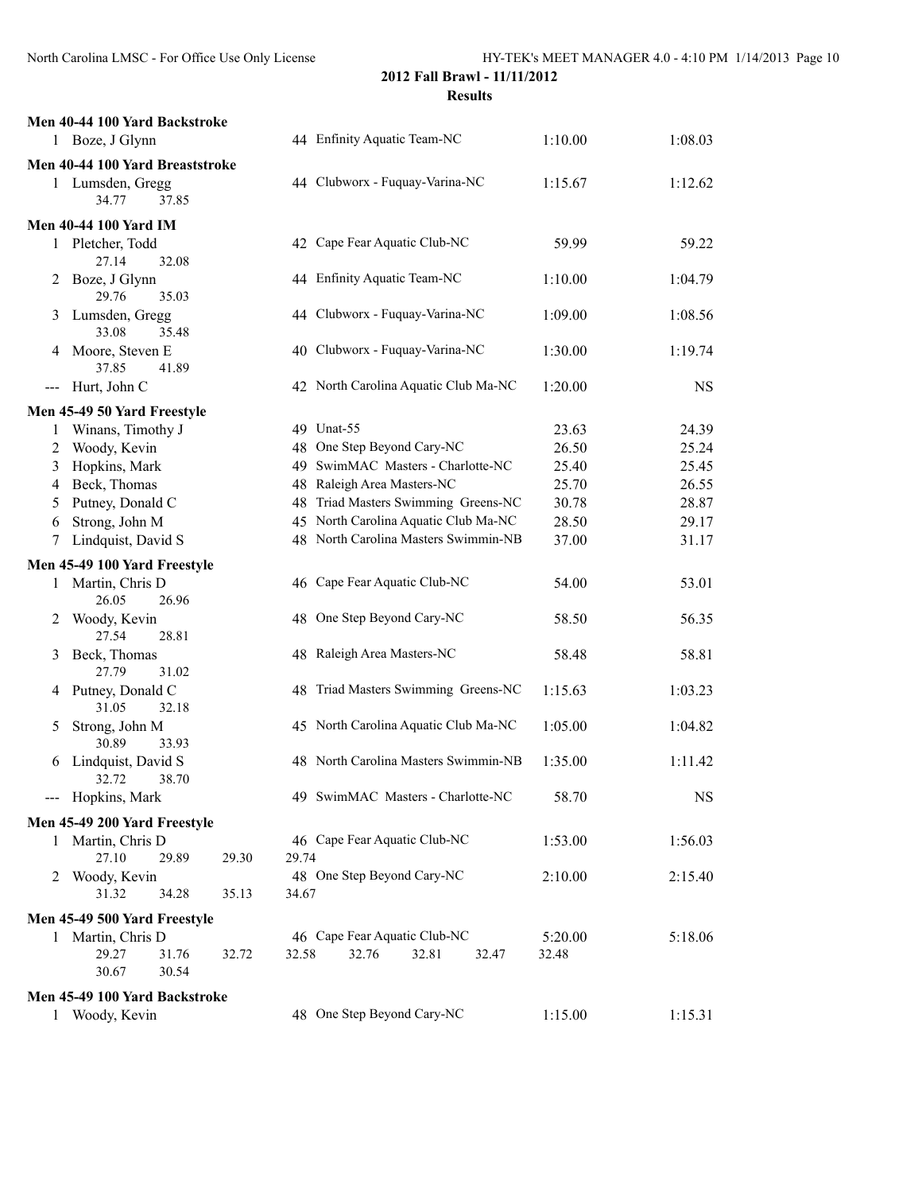## 2012 Fall Brawl - 11/11/2012

### Results

**Men 40-44 100 Yard Backstroke**

| Place | Name | Age | Team | Seed Time | Finals Time |
|---|---|---|---|---|---|
| 1 | Boze, J Glynn | 44 | Enfinity Aquatic Team-NC | 1:10.00 | 1:08.03 |

**Men 40-44 100 Yard Breaststroke**

| Place | Name | Age | Team | Seed Time | Finals Time |
|---|---|---|---|---|---|
| 1 | Lumsden, Gregg | 44 | Clubworx - Fuquay-Varina-NC | 1:15.67 | 1:12.62 |
| | 34.77 37.85 | | | | |

**Men 40-44 100 Yard IM**

| Place | Name | Age | Team | Seed Time | Finals Time |
|---|---|---|---|---|---|
| 1 | Pletcher, Todd | 42 | Cape Fear Aquatic Club-NC | 59.99 | 59.22 |
| | 27.14 32.08 | | | | |
| 2 | Boze, J Glynn | 44 | Enfinity Aquatic Team-NC | 1:10.00 | 1:04.79 |
| | 29.76 35.03 | | | | |
| 3 | Lumsden, Gregg | 44 | Clubworx - Fuquay-Varina-NC | 1:09.00 | 1:08.56 |
| | 33.08 35.48 | | | | |
| 4 | Moore, Steven E | 40 | Clubworx - Fuquay-Varina-NC | 1:30.00 | 1:19.74 |
| | 37.85 41.89 | | | | |
| --- | Hurt, John C | 42 | North Carolina Aquatic Club Ma-NC | 1:20.00 | NS |

**Men 45-49 50 Yard Freestyle**

| Place | Name | Age | Team | Seed Time | Finals Time |
|---|---|---|---|---|---|
| 1 | Winans, Timothy J | 49 | Unat-55 | 23.63 | 24.39 |
| 2 | Woody, Kevin | 48 | One Step Beyond Cary-NC | 26.50 | 25.24 |
| 3 | Hopkins, Mark | 49 | SwimMAC Masters - Charlotte-NC | 25.40 | 25.45 |
| 4 | Beck, Thomas | 48 | Raleigh Area Masters-NC | 25.70 | 26.55 |
| 5 | Putney, Donald C | 48 | Triad Masters Swimming Greens-NC | 30.78 | 28.87 |
| 6 | Strong, John M | 45 | North Carolina Aquatic Club Ma-NC | 28.50 | 29.17 |
| 7 | Lindquist, David S | 48 | North Carolina Masters Swimmin-NB | 37.00 | 31.17 |

**Men 45-49 100 Yard Freestyle**

| Place | Name | Age | Team | Seed Time | Finals Time |
|---|---|---|---|---|---|
| 1 | Martin, Chris D | 46 | Cape Fear Aquatic Club-NC | 54.00 | 53.01 |
| | 26.05 26.96 | | | | |
| 2 | Woody, Kevin | 48 | One Step Beyond Cary-NC | 58.50 | 56.35 |
| | 27.54 28.81 | | | | |
| 3 | Beck, Thomas | 48 | Raleigh Area Masters-NC | 58.48 | 58.81 |
| | 27.79 31.02 | | | | |
| 4 | Putney, Donald C | 48 | Triad Masters Swimming Greens-NC | 1:15.63 | 1:03.23 |
| | 31.05 32.18 | | | | |
| 5 | Strong, John M | 45 | North Carolina Aquatic Club Ma-NC | 1:05.00 | 1:04.82 |
| | 30.89 33.93 | | | | |
| 6 | Lindquist, David S | 48 | North Carolina Masters Swimmin-NB | 1:35.00 | 1:11.42 |
| | 32.72 38.70 | | | | |
| --- | Hopkins, Mark | 49 | SwimMAC Masters - Charlotte-NC | 58.70 | NS |

**Men 45-49 200 Yard Freestyle**

| Place | Name | Age | Team | Seed Time | Finals Time |
|---|---|---|---|---|---|
| 1 | Martin, Chris D | 46 | Cape Fear Aquatic Club-NC | 1:53.00 | 1:56.03 |
| | 27.10 29.89 29.30 29.74 | | | | |
| 2 | Woody, Kevin | 48 | One Step Beyond Cary-NC | 2:10.00 | 2:15.40 |
| | 31.32 34.28 35.13 34.67 | | | | |

**Men 45-49 500 Yard Freestyle**

| Place | Name | Age | Team | Seed Time | Finals Time |
|---|---|---|---|---|---|
| 1 | Martin, Chris D | 46 | Cape Fear Aquatic Club-NC | 5:20.00 | 5:18.06 |
| | 29.27 31.76 32.72 32.58 32.76 32.81 32.47 32.48 30.67 30.54 | | | | |

**Men 45-49 100 Yard Backstroke**

| Place | Name | Age | Team | Seed Time | Finals Time |
|---|---|---|---|---|---|
| 1 | Woody, Kevin | 48 | One Step Beyond Cary-NC | 1:15.00 | 1:15.31 |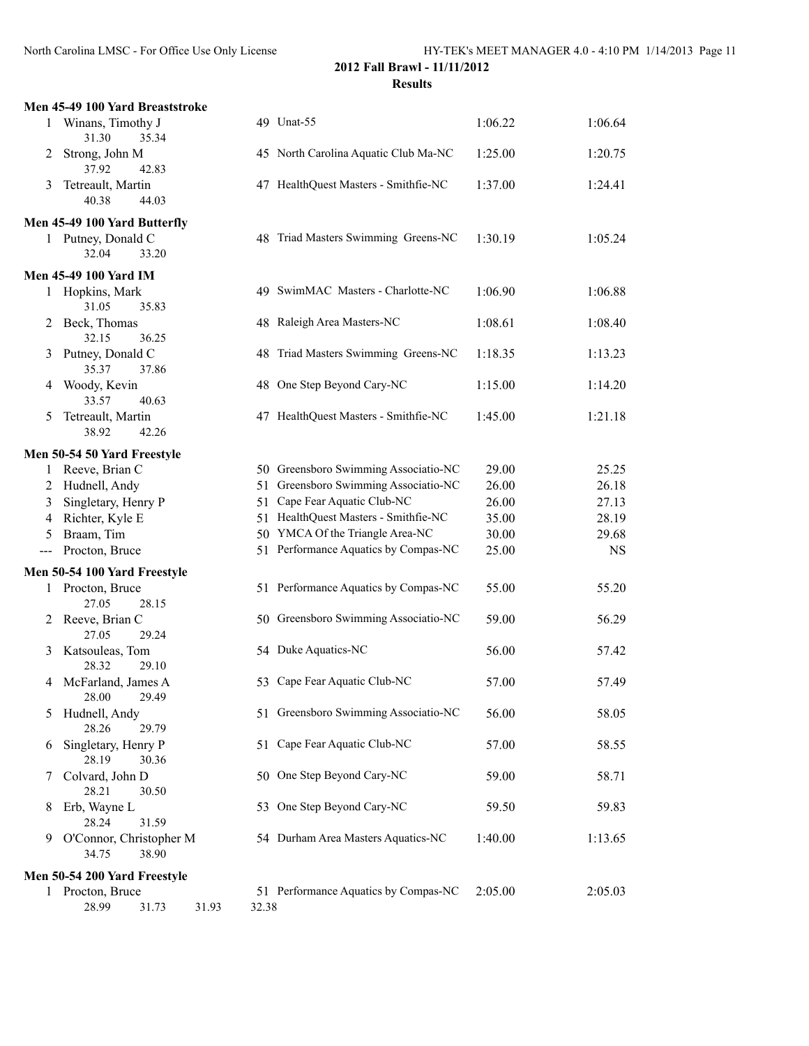## 2012 Fall Brawl - 11/11/2012

### Results

**Men 45-49 100 Yard Breaststroke**

| | Name | Age | Team | Seed Time | Finals Time |
|---|---|---|---|---|---|
| 1 | Winans, Timothy J | 49 | Unat-55 | 1:06.22 | 1:06.64 |
| | 31.30 35.34 | | | | |
| 2 | Strong, John M | 45 | North Carolina Aquatic Club Ma-NC | 1:25.00 | 1:20.75 |
| | 37.92 42.83 | | | | |
| 3 | Tetreault, Martin | 47 | HealthQuest Masters - Smithfie-NC | 1:37.00 | 1:24.41 |
| | 40.38 44.03 | | | | |

**Men 45-49 100 Yard Butterfly**

| | Name | Age | Team | Seed Time | Finals Time |
|---|---|---|---|---|---|
| 1 | Putney, Donald C | 48 | Triad Masters Swimming Greens-NC | 1:30.19 | 1:05.24 |
| | 32.04 33.20 | | | | |

**Men 45-49 100 Yard IM**

| | Name | Age | Team | Seed Time | Finals Time |
|---|---|---|---|---|---|
| 1 | Hopkins, Mark | 49 | SwimMAC Masters - Charlotte-NC | 1:06.90 | 1:06.88 |
| | 31.05 35.83 | | | | |
| 2 | Beck, Thomas | 48 | Raleigh Area Masters-NC | 1:08.61 | 1:08.40 |
| | 32.15 36.25 | | | | |
| 3 | Putney, Donald C | 48 | Triad Masters Swimming Greens-NC | 1:18.35 | 1:13.23 |
| | 35.37 37.86 | | | | |
| 4 | Woody, Kevin | 48 | One Step Beyond Cary-NC | 1:15.00 | 1:14.20 |
| | 33.57 40.63 | | | | |
| 5 | Tetreault, Martin | 47 | HealthQuest Masters - Smithfie-NC | 1:45.00 | 1:21.18 |
| | 38.92 42.26 | | | | |

**Men 50-54 50 Yard Freestyle**

| | Name | Age | Team | Seed Time | Finals Time |
|---|---|---|---|---|---|
| 1 | Reeve, Brian C | 50 | Greensboro Swimming Associatio-NC | 29.00 | 25.25 |
| 2 | Hudnell, Andy | 51 | Greensboro Swimming Associatio-NC | 26.00 | 26.18 |
| 3 | Singletary, Henry P | 51 | Cape Fear Aquatic Club-NC | 26.00 | 27.13 |
| 4 | Richter, Kyle E | 51 | HealthQuest Masters - Smithfie-NC | 35.00 | 28.19 |
| 5 | Braam, Tim | 50 | YMCA Of the Triangle Area-NC | 30.00 | 29.68 |
| --- | Procton, Bruce | 51 | Performance Aquatics by Compas-NC | 25.00 | NS |

**Men 50-54 100 Yard Freestyle**

| | Name | Age | Team | Seed Time | Finals Time |
|---|---|---|---|---|---|
| 1 | Procton, Bruce | 51 | Performance Aquatics by Compas-NC | 55.00 | 55.20 |
| | 27.05 28.15 | | | | |
| 2 | Reeve, Brian C | 50 | Greensboro Swimming Associatio-NC | 59.00 | 56.29 |
| | 27.05 29.24 | | | | |
| 3 | Katsouleas, Tom | 54 | Duke Aquatics-NC | 56.00 | 57.42 |
| | 28.32 29.10 | | | | |
| 4 | McFarland, James A | 53 | Cape Fear Aquatic Club-NC | 57.00 | 57.49 |
| | 28.00 29.49 | | | | |
| 5 | Hudnell, Andy | 51 | Greensboro Swimming Associatio-NC | 56.00 | 58.05 |
| | 28.26 29.79 | | | | |
| 6 | Singletary, Henry P | 51 | Cape Fear Aquatic Club-NC | 57.00 | 58.55 |
| | 28.19 30.36 | | | | |
| 7 | Colvard, John D | 50 | One Step Beyond Cary-NC | 59.00 | 58.71 |
| | 28.21 30.50 | | | | |
| 8 | Erb, Wayne L | 53 | One Step Beyond Cary-NC | 59.50 | 59.83 |
| | 28.24 31.59 | | | | |
| 9 | O'Connor, Christopher M | 54 | Durham Area Masters Aquatics-NC | 1:40.00 | 1:13.65 |
| | 34.75 38.90 | | | | |

**Men 50-54 200 Yard Freestyle**

| | Name | Age | Team | Seed Time | Finals Time |
|---|---|---|---|---|---|
| 1 | Procton, Bruce | 51 | Performance Aquatics by Compas-NC | 2:05.00 | 2:05.03 |
| | 28.99 31.73 31.93 32.38 | | | | |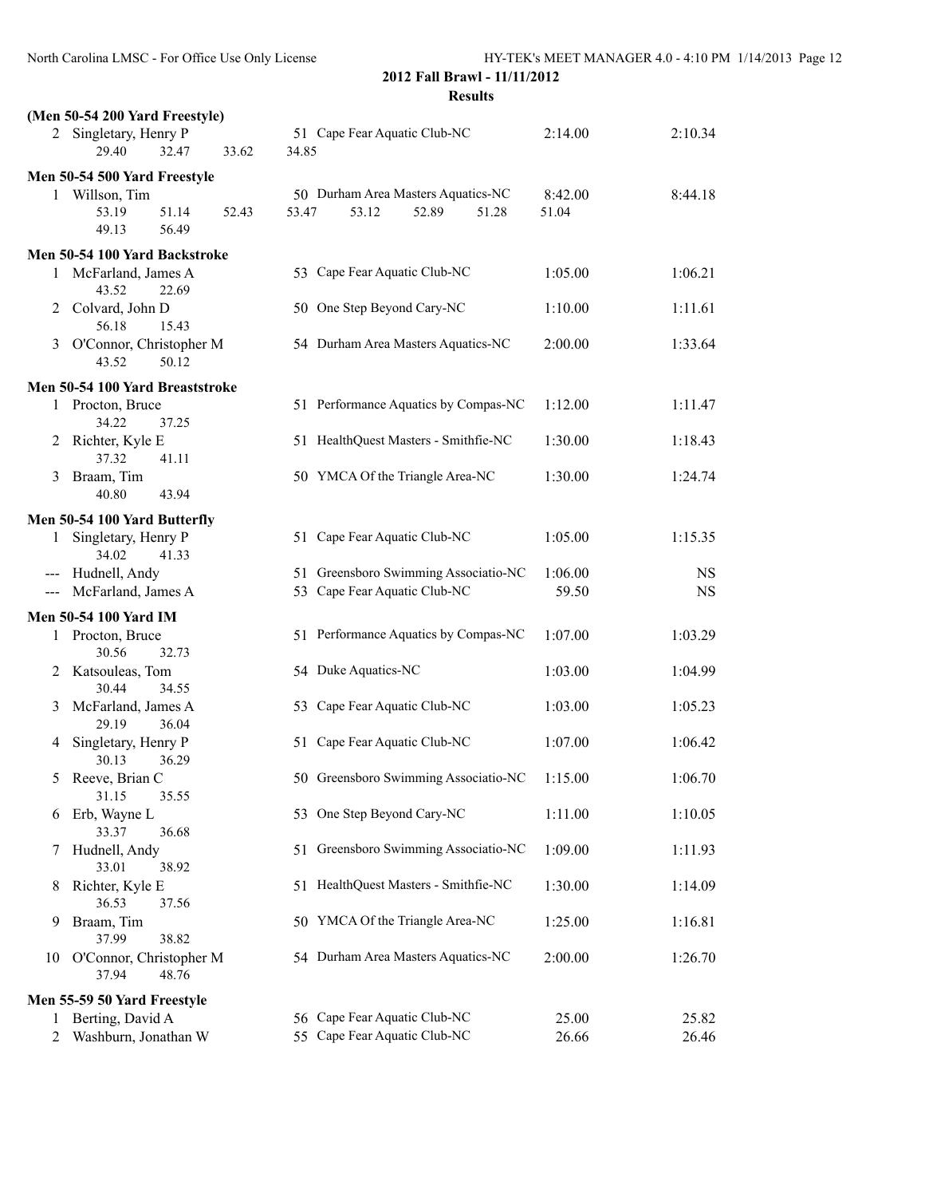2012 Fall Brawl - 11/11/2012

Results

### (Men 50-54 200 Yard Freestyle)

| | Name | Age | Team | Seed Time | Finals Time |
|---|---|---|---|---|---|
| 2 | Singletary, Henry P | 51 | Cape Fear Aquatic Club-NC | 2:14.00 | 2:10.34 |
| | 29.40 32.47 33.62 34.85 | | | | |

### Men 50-54 500 Yard Freestyle

| | Name | Age | Team | Seed Time | Finals Time |
|---|---|---|---|---|---|
| 1 | Willson, Tim | 50 | Durham Area Masters Aquatics-NC | 8:42.00 | 8:44.18 |
| | 53.19 51.14 52.43 53.47 53.12 52.89 51.28 51.04 49.13 56.49 | | | | |

### Men 50-54 100 Yard Backstroke

| | Name | Age | Team | Seed Time | Finals Time |
|---|---|---|---|---|---|
| 1 | McFarland, James A | 53 | Cape Fear Aquatic Club-NC | 1:05.00 | 1:06.21 |
| | 43.52 22.69 | | | | |
| 2 | Colvard, John D | 50 | One Step Beyond Cary-NC | 1:10.00 | 1:11.61 |
| | 56.18 15.43 | | | | |
| 3 | O'Connor, Christopher M | 54 | Durham Area Masters Aquatics-NC | 2:00.00 | 1:33.64 |
| | 43.52 50.12 | | | | |

### Men 50-54 100 Yard Breaststroke

| | Name | Age | Team | Seed Time | Finals Time |
|---|---|---|---|---|---|
| 1 | Procton, Bruce | 51 | Performance Aquatics by Compas-NC | 1:12.00 | 1:11.47 |
| | 34.22 37.25 | | | | |
| 2 | Richter, Kyle E | 51 | HealthQuest Masters - Smithfie-NC | 1:30.00 | 1:18.43 |
| | 37.32 41.11 | | | | |
| 3 | Braam, Tim | 50 | YMCA Of the Triangle Area-NC | 1:30.00 | 1:24.74 |
| | 40.80 43.94 | | | | |

### Men 50-54 100 Yard Butterfly

| | Name | Age | Team | Seed Time | Finals Time |
|---|---|---|---|---|---|
| 1 | Singletary, Henry P | 51 | Cape Fear Aquatic Club-NC | 1:05.00 | 1:15.35 |
| | 34.02 41.33 | | | | |
| --- | Hudnell, Andy | 51 | Greensboro Swimming Associatio-NC | 1:06.00 | NS |
| --- | McFarland, James A | 53 | Cape Fear Aquatic Club-NC | 59.50 | NS |

### Men 50-54 100 Yard IM

| | Name | Age | Team | Seed Time | Finals Time |
|---|---|---|---|---|---|
| 1 | Procton, Bruce | 51 | Performance Aquatics by Compas-NC | 1:07.00 | 1:03.29 |
| | 30.56 32.73 | | | | |
| 2 | Katsouleas, Tom | 54 | Duke Aquatics-NC | 1:03.00 | 1:04.99 |
| | 30.44 34.55 | | | | |
| 3 | McFarland, James A | 53 | Cape Fear Aquatic Club-NC | 1:03.00 | 1:05.23 |
| | 29.19 36.04 | | | | |
| 4 | Singletary, Henry P | 51 | Cape Fear Aquatic Club-NC | 1:07.00 | 1:06.42 |
| | 30.13 36.29 | | | | |
| 5 | Reeve, Brian C | 50 | Greensboro Swimming Associatio-NC | 1:15.00 | 1:06.70 |
| | 31.15 35.55 | | | | |
| 6 | Erb, Wayne L | 53 | One Step Beyond Cary-NC | 1:11.00 | 1:10.05 |
| | 33.37 36.68 | | | | |
| 7 | Hudnell, Andy | 51 | Greensboro Swimming Associatio-NC | 1:09.00 | 1:11.93 |
| | 33.01 38.92 | | | | |
| 8 | Richter, Kyle E | 51 | HealthQuest Masters - Smithfie-NC | 1:30.00 | 1:14.09 |
| | 36.53 37.56 | | | | |
| 9 | Braam, Tim | 50 | YMCA Of the Triangle Area-NC | 1:25.00 | 1:16.81 |
| | 37.99 38.82 | | | | |
| 10 | O'Connor, Christopher M | 54 | Durham Area Masters Aquatics-NC | 2:00.00 | 1:26.70 |
| | 37.94 48.76 | | | | |

### Men 55-59 50 Yard Freestyle

| | Name | Age | Team | Seed Time | Finals Time |
|---|---|---|---|---|---|
| 1 | Berting, David A | 56 | Cape Fear Aquatic Club-NC | 25.00 | 25.82 |
| 2 | Washburn, Jonathan W | 55 | Cape Fear Aquatic Club-NC | 26.66 | 26.46 |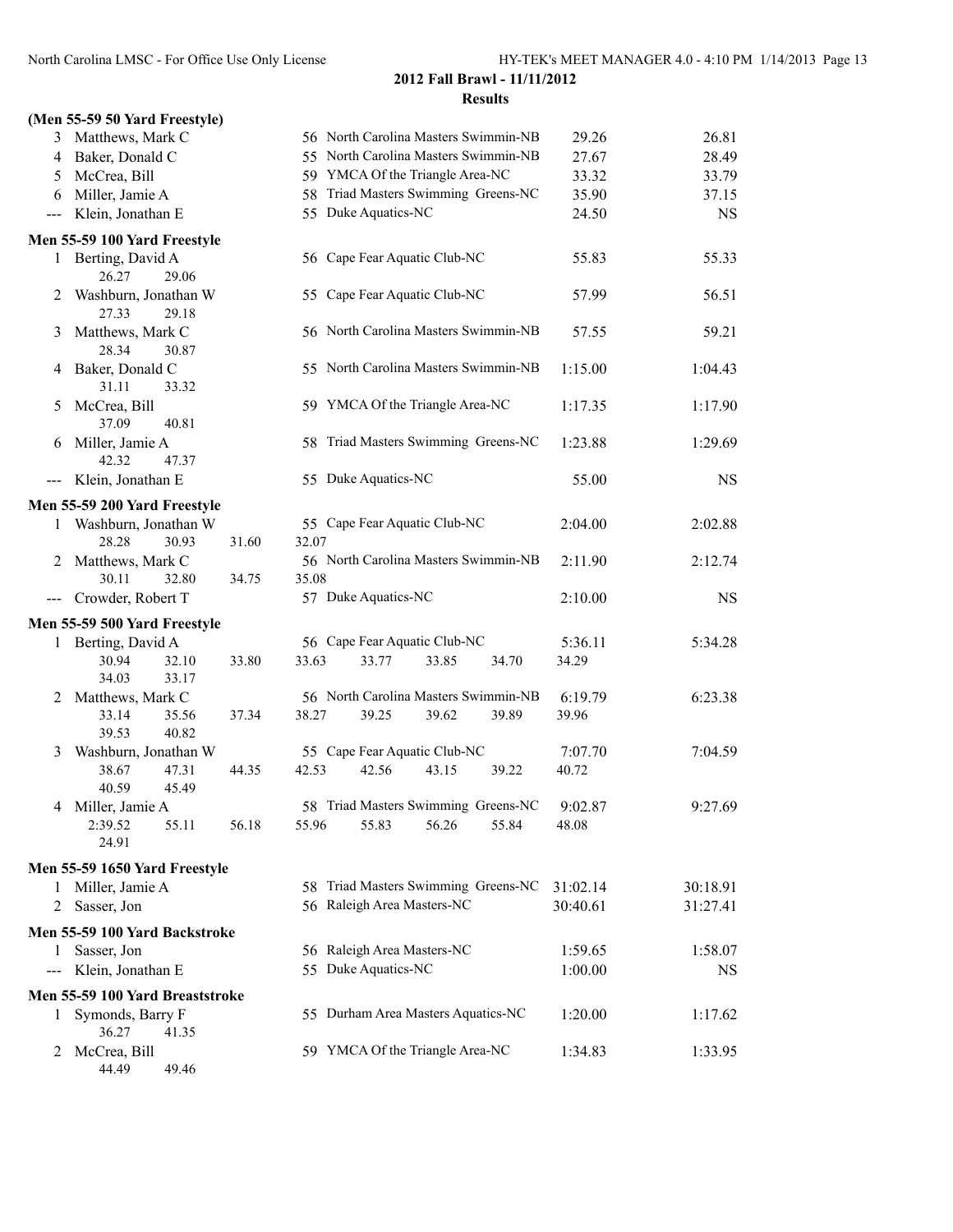## 2012 Fall Brawl - 11/11/2012

### Results

**(Men 55-59 50 Yard Freestyle)**

| Place | Name | Age | Team | Seed Time | Finals Time |
|---|---|---|---|---|---|
| 3 | Matthews, Mark C | 56 | North Carolina Masters Swimmin-NB | 29.26 | 26.81 |
| 4 | Baker, Donald C | 55 | North Carolina Masters Swimmin-NB | 27.67 | 28.49 |
| 5 | McCrea, Bill | 59 | YMCA Of the Triangle Area-NC | 33.32 | 33.79 |
| 6 | Miller, Jamie A | 58 | Triad Masters Swimming Greens-NC | 35.90 | 37.15 |
| --- | Klein, Jonathan E | 55 | Duke Aquatics-NC | 24.50 | NS |

**Men 55-59 100 Yard Freestyle**

| Place | Name | Age | Team | Seed Time | Finals Time |
|---|---|---|---|---|---|
| 1 | Berting, David A | 56 | Cape Fear Aquatic Club-NC | 55.83 | 55.33 |
| | 26.27 29.06 | | | | |
| 2 | Washburn, Jonathan W | 55 | Cape Fear Aquatic Club-NC | 57.99 | 56.51 |
| | 27.33 29.18 | | | | |
| 3 | Matthews, Mark C | 56 | North Carolina Masters Swimmin-NB | 57.55 | 59.21 |
| | 28.34 30.87 | | | | |
| 4 | Baker, Donald C | 55 | North Carolina Masters Swimmin-NB | 1:15.00 | 1:04.43 |
| | 31.11 33.32 | | | | |
| 5 | McCrea, Bill | 59 | YMCA Of the Triangle Area-NC | 1:17.35 | 1:17.90 |
| | 37.09 40.81 | | | | |
| 6 | Miller, Jamie A | 58 | Triad Masters Swimming Greens-NC | 1:23.88 | 1:29.69 |
| | 42.32 47.37 | | | | |
| --- | Klein, Jonathan E | 55 | Duke Aquatics-NC | 55.00 | NS |

**Men 55-59 200 Yard Freestyle**

| Place | Name | Age | Team | Seed Time | Finals Time |
|---|---|---|---|---|---|
| 1 | Washburn, Jonathan W | 55 | Cape Fear Aquatic Club-NC | 2:04.00 | 2:02.88 |
| | 28.28 30.93 31.60 32.07 | | | | |
| 2 | Matthews, Mark C | 56 | North Carolina Masters Swimmin-NB | 2:11.90 | 2:12.74 |
| | 30.11 32.80 34.75 35.08 | | | | |
| --- | Crowder, Robert T | 57 | Duke Aquatics-NC | 2:10.00 | NS |

**Men 55-59 500 Yard Freestyle**

| Place | Name | Age | Team | Seed Time | Finals Time |
|---|---|---|---|---|---|
| 1 | Berting, David A | 56 | Cape Fear Aquatic Club-NC | 5:36.11 | 5:34.28 |
| | 30.94 32.10 33.80 33.63 33.77 33.85 34.70 34.29 34.03 33.17 | | | | |
| 2 | Matthews, Mark C | 56 | North Carolina Masters Swimmin-NB | 6:19.79 | 6:23.38 |
| | 33.14 35.56 37.34 38.27 39.25 39.62 39.89 39.96 39.53 40.82 | | | | |
| 3 | Washburn, Jonathan W | 55 | Cape Fear Aquatic Club-NC | 7:07.70 | 7:04.59 |
| | 38.67 47.31 44.35 42.53 42.56 43.15 39.22 40.72 40.59 45.49 | | | | |
| 4 | Miller, Jamie A | 58 | Triad Masters Swimming Greens-NC | 9:02.87 | 9:27.69 |
| | 2:39.52 55.11 56.18 55.96 55.83 56.26 55.84 48.08 24.91 | | | | |

**Men 55-59 1650 Yard Freestyle**

| Place | Name | Age | Team | Seed Time | Finals Time |
|---|---|---|---|---|---|
| 1 | Miller, Jamie A | 58 | Triad Masters Swimming Greens-NC | 31:02.14 | 30:18.91 |
| 2 | Sasser, Jon | 56 | Raleigh Area Masters-NC | 30:40.61 | 31:27.41 |

**Men 55-59 100 Yard Backstroke**

| Place | Name | Age | Team | Seed Time | Finals Time |
|---|---|---|---|---|---|
| 1 | Sasser, Jon | 56 | Raleigh Area Masters-NC | 1:59.65 | 1:58.07 |
| --- | Klein, Jonathan E | 55 | Duke Aquatics-NC | 1:00.00 | NS |

**Men 55-59 100 Yard Breaststroke**

| Place | Name | Age | Team | Seed Time | Finals Time |
|---|---|---|---|---|---|
| 1 | Symonds, Barry F | 55 | Durham Area Masters Aquatics-NC | 1:20.00 | 1:17.62 |
| | 36.27 41.35 | | | | |
| 2 | McCrea, Bill | 59 | YMCA Of the Triangle Area-NC | 1:34.83 | 1:33.95 |
| | 44.49 49.46 | | | | |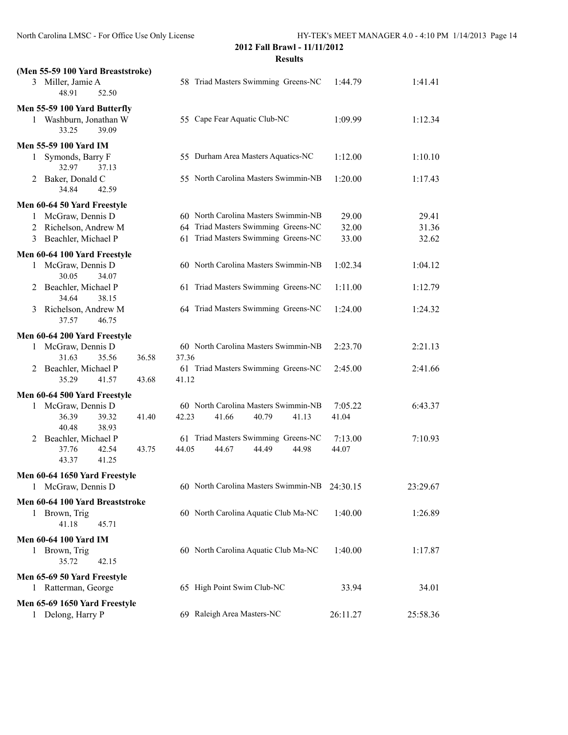**2012 Fall Brawl - 11/11/2012**

**Results**

**(Men 55-59 100 Yard Breaststroke)**

3 Miller, Jamie A — 58 Triad Masters Swimming Greens-NC — 1:44.79 — 1:41.41
  48.91 52.50

**Men 55-59 100 Yard Butterfly**

1 Washburn, Jonathan W — 55 Cape Fear Aquatic Club-NC — 1:09.99 — 1:12.34
  33.25 39.09

**Men 55-59 100 Yard IM**

1 Symonds, Barry F — 55 Durham Area Masters Aquatics-NC — 1:12.00 — 1:10.10
  32.97 37.13
2 Baker, Donald C — 55 North Carolina Masters Swimmin-NB — 1:20.00 — 1:17.43
  34.84 42.59

**Men 60-64 50 Yard Freestyle**

1 McGraw, Dennis D — 60 North Carolina Masters Swimmin-NB — 29.00 — 29.41
2 Richelson, Andrew M — 64 Triad Masters Swimming Greens-NC — 32.00 — 31.36
3 Beachler, Michael P — 61 Triad Masters Swimming Greens-NC — 33.00 — 32.62

**Men 60-64 100 Yard Freestyle**

1 McGraw, Dennis D — 60 North Carolina Masters Swimmin-NB — 1:02.34 — 1:04.12
  30.05 34.07
2 Beachler, Michael P — 61 Triad Masters Swimming Greens-NC — 1:11.00 — 1:12.79
  34.64 38.15
3 Richelson, Andrew M — 64 Triad Masters Swimming Greens-NC — 1:24.00 — 1:24.32
  37.57 46.75

**Men 60-64 200 Yard Freestyle**

1 McGraw, Dennis D — 60 North Carolina Masters Swimmin-NB — 2:23.70 — 2:21.13
  31.63 35.56 36.58 37.36
2 Beachler, Michael P — 61 Triad Masters Swimming Greens-NC — 2:45.00 — 2:41.66
  35.29 41.57 43.68 41.12

**Men 60-64 500 Yard Freestyle**

1 McGraw, Dennis D — 60 North Carolina Masters Swimmin-NB — 7:05.22 — 6:43.37
  36.39 39.32 41.40 42.23 41.66 40.79 41.13 41.04
  40.48 38.93
2 Beachler, Michael P — 61 Triad Masters Swimming Greens-NC — 7:13.00 — 7:10.93
  37.76 42.54 43.75 44.05 44.67 44.49 44.98 44.07
  43.37 41.25

**Men 60-64 1650 Yard Freestyle**

1 McGraw, Dennis D — 60 North Carolina Masters Swimmin-NB — 24:30.15 — 23:29.67

**Men 60-64 100 Yard Breaststroke**

1 Brown, Trig — 60 North Carolina Aquatic Club Ma-NC — 1:40.00 — 1:26.89
  41.18 45.71

**Men 60-64 100 Yard IM**

1 Brown, Trig — 60 North Carolina Aquatic Club Ma-NC — 1:40.00 — 1:17.87
  35.72 42.15

**Men 65-69 50 Yard Freestyle**

1 Ratterman, George — 65 High Point Swim Club-NC — 33.94 — 34.01

**Men 65-69 1650 Yard Freestyle**

1 Delong, Harry P — 69 Raleigh Area Masters-NC — 26:11.27 — 25:58.36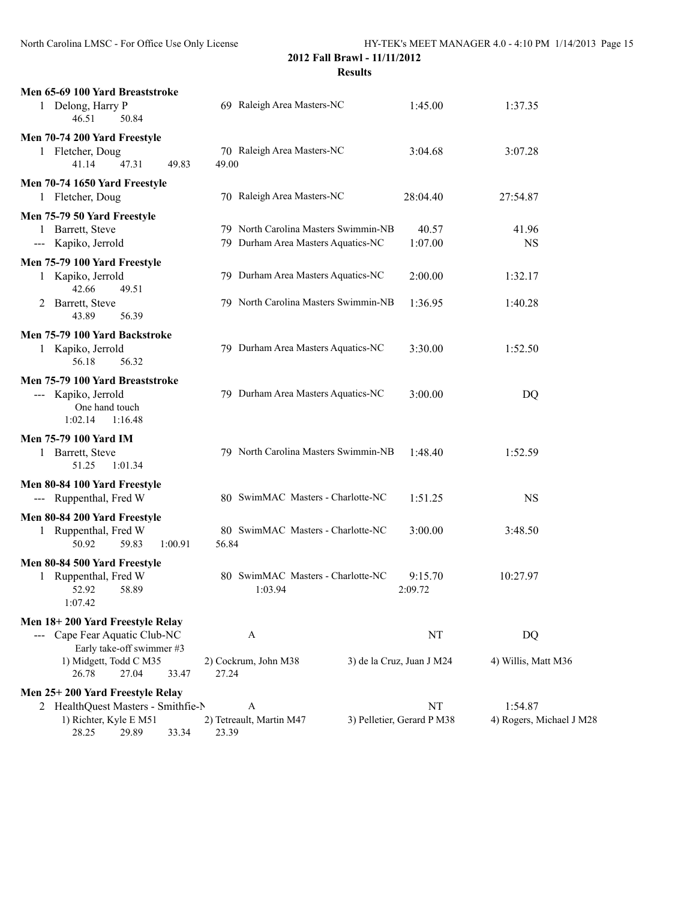## 2012 Fall Brawl - 11/11/2012

### Results

**Men 65-69 100 Yard Breaststroke**

| | Name | Age | Team | Seed Time | Finals Time |
|---|---|---|---|---|---|
| 1 | Delong, Harry P | 69 | Raleigh Area Masters-NC | 1:45.00 | 1:37.35 |
| | 46.51 50.84 | | | | |

**Men 70-74 200 Yard Freestyle**

| | Name | Age | Team | Seed Time | Finals Time |
|---|---|---|---|---|---|
| 1 | Fletcher, Doug | 70 | Raleigh Area Masters-NC | 3:04.68 | 3:07.28 |
| | 41.14 47.31 49.83 49.00 | | | | |

**Men 70-74 1650 Yard Freestyle**

| | Name | Age | Team | Seed Time | Finals Time |
|---|---|---|---|---|---|
| 1 | Fletcher, Doug | 70 | Raleigh Area Masters-NC | 28:04.40 | 27:54.87 |

**Men 75-79 50 Yard Freestyle**

| | Name | Age | Team | Seed Time | Finals Time |
|---|---|---|---|---|---|
| 1 | Barrett, Steve | 79 | North Carolina Masters Swimmin-NB | 40.57 | 41.96 |
| --- | Kapiko, Jerrold | 79 | Durham Area Masters Aquatics-NC | 1:07.00 | NS |

**Men 75-79 100 Yard Freestyle**

| | Name | Age | Team | Seed Time | Finals Time |
|---|---|---|---|---|---|
| 1 | Kapiko, Jerrold | 79 | Durham Area Masters Aquatics-NC | 2:00.00 | 1:32.17 |
| | 42.66 49.51 | | | | |
| 2 | Barrett, Steve | 79 | North Carolina Masters Swimmin-NB | 1:36.95 | 1:40.28 |
| | 43.89 56.39 | | | | |

**Men 75-79 100 Yard Backstroke**

| | Name | Age | Team | Seed Time | Finals Time |
|---|---|---|---|---|---|
| 1 | Kapiko, Jerrold | 79 | Durham Area Masters Aquatics-NC | 3:30.00 | 1:52.50 |
| | 56.18 56.32 | | | | |

**Men 75-79 100 Yard Breaststroke**

| | Name | Age | Team | Seed Time | Finals Time |
|---|---|---|---|---|---|
| --- | Kapiko, Jerrold | 79 | Durham Area Masters Aquatics-NC | 3:00.00 | DQ |
| | One hand touch | | | | |
| | 1:02.14 1:16.48 | | | | |

**Men 75-79 100 Yard IM**

| | Name | Age | Team | Seed Time | Finals Time |
|---|---|---|---|---|---|
| 1 | Barrett, Steve | 79 | North Carolina Masters Swimmin-NB | 1:48.40 | 1:52.59 |
| | 51.25 1:01.34 | | | | |

**Men 80-84 100 Yard Freestyle**

| | Name | Age | Team | Seed Time | Finals Time |
|---|---|---|---|---|---|
| --- | Ruppenthal, Fred W | 80 | SwimMAC Masters - Charlotte-NC | 1:51.25 | NS |

**Men 80-84 200 Yard Freestyle**

| | Name | Age | Team | Seed Time | Finals Time |
|---|---|---|---|---|---|
| 1 | Ruppenthal, Fred W | 80 | SwimMAC Masters - Charlotte-NC | 3:00.00 | 3:48.50 |
| | 50.92 59.83 1:00.91 56.84 | | | | |

**Men 80-84 500 Yard Freestyle**

| | Name | Age | Team | Seed Time | Finals Time |
|---|---|---|---|---|---|
| 1 | Ruppenthal, Fred W | 80 | SwimMAC Masters - Charlotte-NC | 9:15.70 | 10:27.97 |
| | 52.92 58.89 1:03.94 2:09.72 | | | | |
| | 1:07.42 | | | | |

**Men 18+ 200 Yard Freestyle Relay**

| | Team | Relay | Seed Time | Finals Time |
|---|---|---|---|---|
| --- | Cape Fear Aquatic Club-NC | A | NT | DQ |
| | Early take-off swimmer #3 | | | |
| | 1) Midgett, Todd C M35 | 2) Cockrum, John M38 | 3) de la Cruz, Juan J M24 | 4) Willis, Matt M36 |
| | 26.78 27.04 33.47 27.24 | | | |

**Men 25+ 200 Yard Freestyle Relay**

| | Team | Relay | Seed Time | Finals Time |
|---|---|---|---|---|
| 2 | HealthQuest Masters - Smithfie-N | A | NT | 1:54.87 |
| | 1) Richter, Kyle E M51 | 2) Tetreault, Martin M47 | 3) Pelletier, Gerard P M38 | 4) Rogers, Michael J M28 |
| | 28.25 29.89 33.34 23.39 | | | |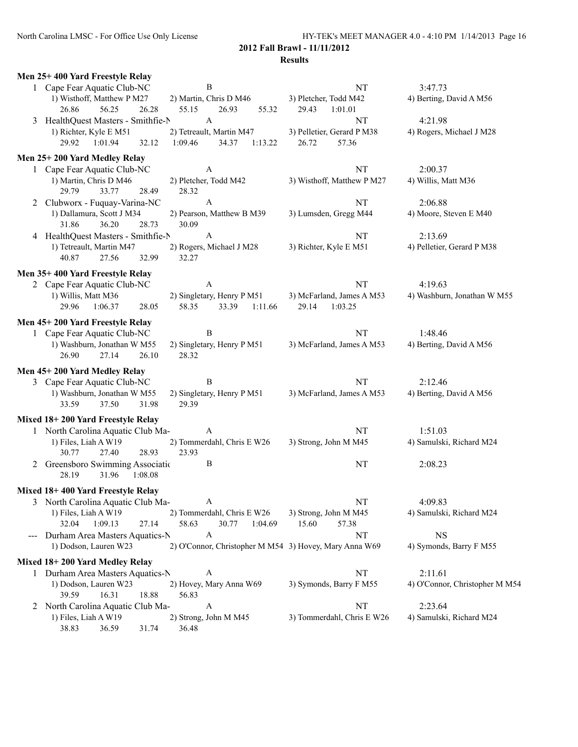## 2012 Fall Brawl - 11/11/2012

### Results

**Men 25+ 400 Yard Freestyle Relay**

1 Cape Fear Aquatic Club-NC B NT 3:47.73
1) Wisthoff, Matthew P M27 2) Martin, Chris D M46 3) Pletcher, Todd M42 4) Berting, David A M56
26.86 56.25 26.28 55.15 26.93 55.32 29.43 1:01.01

3 HealthQuest Masters - Smithfie-N A NT 4:21.98
1) Richter, Kyle E M51 2) Tetreault, Martin M47 3) Pelletier, Gerard P M38 4) Rogers, Michael J M28
29.92 1:01.94 32.12 1:09.46 34.37 1:13.22 26.72 57.36

**Men 25+ 200 Yard Medley Relay**

1 Cape Fear Aquatic Club-NC A NT 2:00.37
1) Martin, Chris D M46 2) Pletcher, Todd M42 3) Wisthoff, Matthew P M27 4) Willis, Matt M36
29.79 33.77 28.49 28.32

2 Clubworx - Fuquay-Varina-NC A NT 2:06.88
1) Dallamura, Scott J M34 2) Pearson, Matthew B M39 3) Lumsden, Gregg M44 4) Moore, Steven E M40
31.86 36.20 28.73 30.09

4 HealthQuest Masters - Smithfie-N A NT 2:13.69
1) Tetreault, Martin M47 2) Rogers, Michael J M28 3) Richter, Kyle E M51 4) Pelletier, Gerard P M38
40.87 27.56 32.99 32.27

**Men 35+ 400 Yard Freestyle Relay**

2 Cape Fear Aquatic Club-NC A NT 4:19.63
1) Willis, Matt M36 2) Singletary, Henry P M51 3) McFarland, James A M53 4) Washburn, Jonathan W M55
29.96 1:06.37 28.05 58.35 33.39 1:11.66 29.14 1:03.25

**Men 45+ 200 Yard Freestyle Relay**

1 Cape Fear Aquatic Club-NC B NT 1:48.46
1) Washburn, Jonathan W M55 2) Singletary, Henry P M51 3) McFarland, James A M53 4) Berting, David A M56
26.90 27.14 26.10 28.32

**Men 45+ 200 Yard Medley Relay**

3 Cape Fear Aquatic Club-NC B NT 2:12.46
1) Washburn, Jonathan W M55 2) Singletary, Henry P M51 3) McFarland, James A M53 4) Berting, David A M56
33.59 37.50 31.98 29.39

**Mixed 18+ 200 Yard Freestyle Relay**

1 North Carolina Aquatic Club Ma- A NT 1:51.03
1) Files, Liah A W19 2) Tommerdahl, Chris E W26 3) Strong, John M M45 4) Samulski, Richard M24
30.77 27.40 28.93 23.93

2 Greensboro Swimming Associatio B NT 2:08.23
28.19 31.96 1:08.08

**Mixed 18+ 400 Yard Freestyle Relay**

3 North Carolina Aquatic Club Ma- A NT 4:09.83
1) Files, Liah A W19 2) Tommerdahl, Chris E W26 3) Strong, John M M45 4) Samulski, Richard M24
32.04 1:09.13 27.14 58.63 30.77 1:04.69 15.60 57.38

--- Durham Area Masters Aquatics-N A NT NS
1) Dodson, Lauren W23 2) O'Connor, Christopher M M54 3) Hovey, Mary Anna W69 4) Symonds, Barry F M55

**Mixed 18+ 200 Yard Medley Relay**

1 Durham Area Masters Aquatics-N A NT 2:11.61
1) Dodson, Lauren W23 2) Hovey, Mary Anna W69 3) Symonds, Barry F M55 4) O'Connor, Christopher M M54
39.59 16.31 18.88 56.83

2 North Carolina Aquatic Club Ma- A NT 2:23.64
1) Files, Liah A W19 2) Strong, John M M45 3) Tommerdahl, Chris E W26 4) Samulski, Richard M24
38.83 36.59 31.74 36.48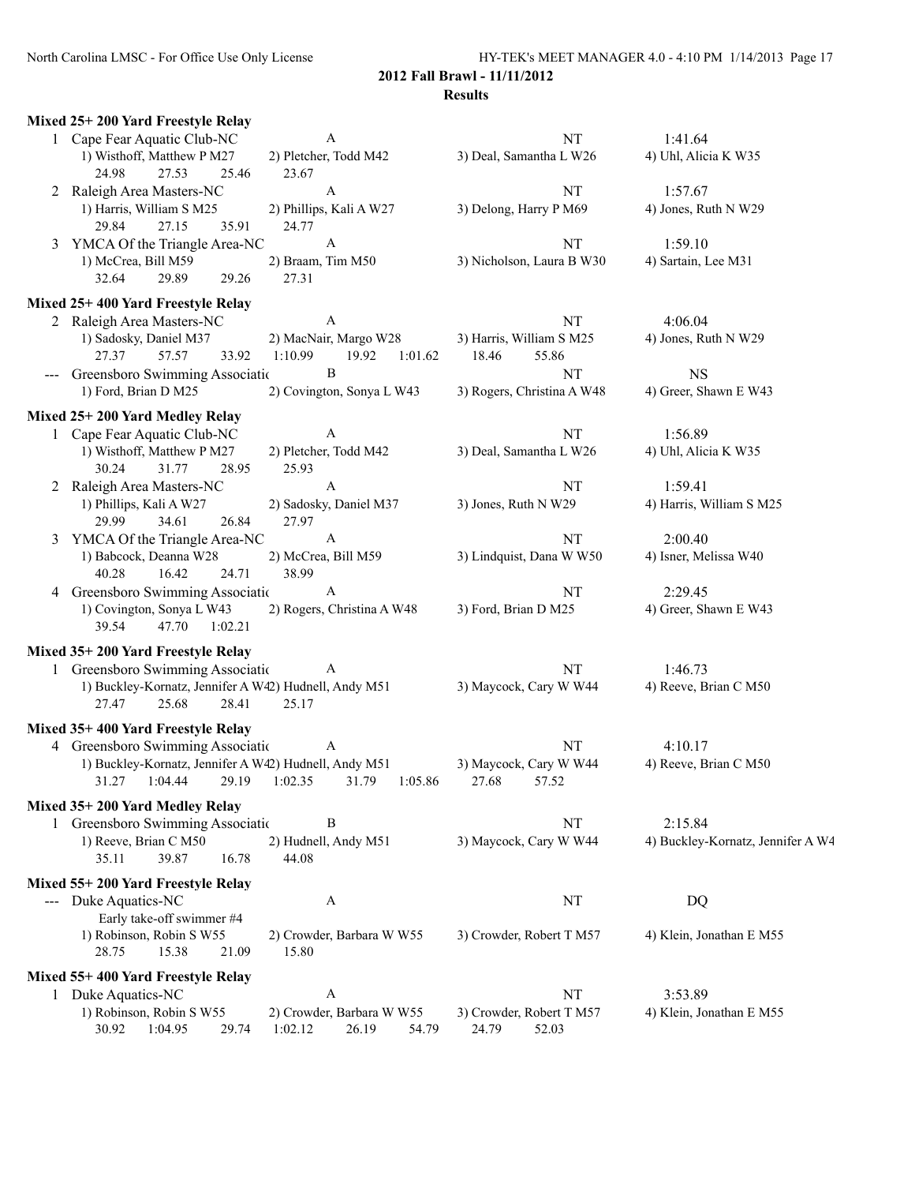**2012 Fall Brawl - 11/11/2012**

**Results**

### Mixed 25+ 200 Yard Freestyle Relay

| | Team | Relay | Seed Time | Finals Time |
|---|---|---|---|---|
| 1 | Cape Fear Aquatic Club-NC | A | NT | 1:41.64 |
| | 1) Wisthoff, Matthew P M27 | 2) Pletcher, Todd M42 | 3) Deal, Samantha L W26 | 4) Uhl, Alicia K W35 |
| | 24.98 27.53 25.46 23.67 | | | |
| 2 | Raleigh Area Masters-NC | A | NT | 1:57.67 |
| | 1) Harris, William S M25 | 2) Phillips, Kali A W27 | 3) Delong, Harry P M69 | 4) Jones, Ruth N W29 |
| | 29.84 27.15 35.91 24.77 | | | |
| 3 | YMCA Of the Triangle Area-NC | A | NT | 1:59.10 |
| | 1) McCrea, Bill M59 | 2) Braam, Tim M50 | 3) Nicholson, Laura B W30 | 4) Sartain, Lee M31 |
| | 32.64 29.89 29.26 27.31 | | | |

### Mixed 25+ 400 Yard Freestyle Relay

| | Team | Relay | Seed Time | Finals Time |
|---|---|---|---|---|
| 2 | Raleigh Area Masters-NC | A | NT | 4:06.04 |
| | 1) Sadosky, Daniel M37 | 2) MacNair, Margo W28 | 3) Harris, William S M25 | 4) Jones, Ruth N W29 |
| | 27.37 57.57 33.92 1:10.99 | 19.92 1:01.62 | 18.46 55.86 | |
| --- | Greensboro Swimming Associatio | B | NT | NS |
| | 1) Ford, Brian D M25 | 2) Covington, Sonya L W43 | 3) Rogers, Christina A W48 | 4) Greer, Shawn E W43 |

### Mixed 25+ 200 Yard Medley Relay

| | Team | Relay | Seed Time | Finals Time |
|---|---|---|---|---|
| 1 | Cape Fear Aquatic Club-NC | A | NT | 1:56.89 |
| | 1) Wisthoff, Matthew P M27 | 2) Pletcher, Todd M42 | 3) Deal, Samantha L W26 | 4) Uhl, Alicia K W35 |
| | 30.24 31.77 28.95 25.93 | | | |
| 2 | Raleigh Area Masters-NC | A | NT | 1:59.41 |
| | 1) Phillips, Kali A W27 | 2) Sadosky, Daniel M37 | 3) Jones, Ruth N W29 | 4) Harris, William S M25 |
| | 29.99 34.61 26.84 27.97 | | | |
| 3 | YMCA Of the Triangle Area-NC | A | NT | 2:00.40 |
| | 1) Babcock, Deanna W28 | 2) McCrea, Bill M59 | 3) Lindquist, Dana W W50 | 4) Isner, Melissa W40 |
| | 40.28 16.42 24.71 38.99 | | | |
| 4 | Greensboro Swimming Associatio | A | NT | 2:29.45 |
| | 1) Covington, Sonya L W43 | 2) Rogers, Christina A W48 | 3) Ford, Brian D M25 | 4) Greer, Shawn E W43 |
| | 39.54 47.70 1:02.21 | | | |

### Mixed 35+ 200 Yard Freestyle Relay

| | Team | Relay | Seed Time | Finals Time |
|---|---|---|---|---|
| 1 | Greensboro Swimming Associatio | A | NT | 1:46.73 |
| | 1) Buckley-Kornatz, Jennifer A W42 | 2) Hudnell, Andy M51 | 3) Maycock, Cary W W44 | 4) Reeve, Brian C M50 |
| | 27.47 25.68 28.41 25.17 | | | |

### Mixed 35+ 400 Yard Freestyle Relay

| | Team | Relay | Seed Time | Finals Time |
|---|---|---|---|---|
| 4 | Greensboro Swimming Associatio | A | NT | 4:10.17 |
| | 1) Buckley-Kornatz, Jennifer A W42 | 2) Hudnell, Andy M51 | 3) Maycock, Cary W W44 | 4) Reeve, Brian C M50 |
| | 31.27 1:04.44 29.19 1:02.35 | 31.79 1:05.86 | 27.68 57.52 | |

### Mixed 35+ 200 Yard Medley Relay

| | Team | Relay | Seed Time | Finals Time |
|---|---|---|---|---|
| 1 | Greensboro Swimming Associatio | B | NT | 2:15.84 |
| | 1) Reeve, Brian C M50 | 2) Hudnell, Andy M51 | 3) Maycock, Cary W W44 | 4) Buckley-Kornatz, Jennifer A W4 |
| | 35.11 39.87 16.78 44.08 | | | |

### Mixed 55+ 200 Yard Freestyle Relay

| | Team | Relay | Seed Time | Finals Time |
|---|---|---|---|---|
| --- | Duke Aquatics-NC | A | NT | DQ |
| | Early take-off swimmer #4 | | | |
| | 1) Robinson, Robin S W55 | 2) Crowder, Barbara W W55 | 3) Crowder, Robert T M57 | 4) Klein, Jonathan E M55 |
| | 28.75 15.38 21.09 15.80 | | | |

### Mixed 55+ 400 Yard Freestyle Relay

| | Team | Relay | Seed Time | Finals Time |
|---|---|---|---|---|
| 1 | Duke Aquatics-NC | A | NT | 3:53.89 |
| | 1) Robinson, Robin S W55 | 2) Crowder, Barbara W W55 | 3) Crowder, Robert T M57 | 4) Klein, Jonathan E M55 |
| | 30.92 1:04.95 29.74 1:02.12 | 26.19 54.79 | 24.79 52.03 | |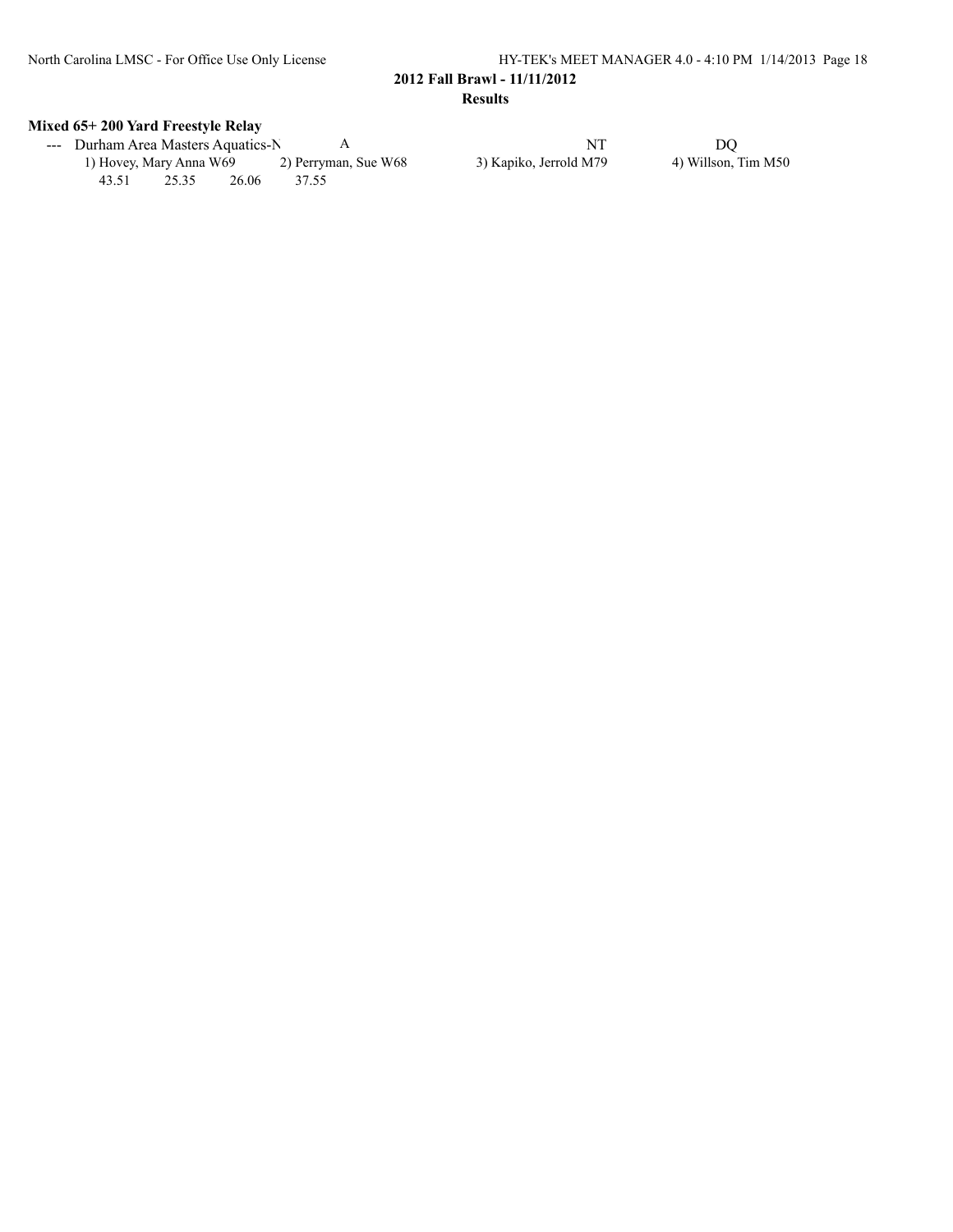**2012 Fall Brawl - 11/11/2012**

**Results**

### Mixed 65+ 200 Yard Freestyle Relay

--- Durham Area Masters Aquatics-N    A    NT    DQ

1) Hovey, Mary Anna W69    2) Perryman, Sue W68    3) Kapiko, Jerrold M79    4) Willson, Tim M50

43.51    25.35    26.06    37.55